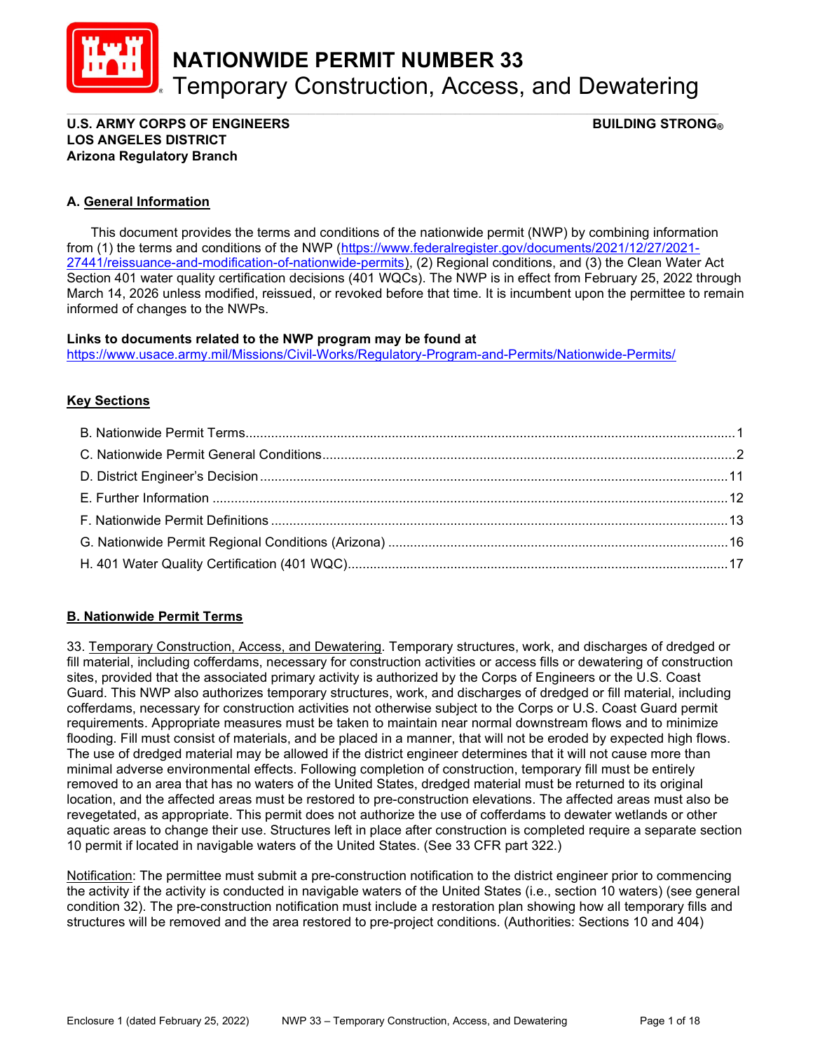# NATIONWIDE PERMIT NUMBER 33
## Temporary Construction, Access, and Dewatering

**U.S. ARMY CORPS OF ENGINEERS** **BUILDING STRONG®**
**LOS ANGELES DISTRICT**
**Arizona Regulatory Branch**

### A. General Information

This document provides the terms and conditions of the nationwide permit (NWP) by combining information from (1) the terms and conditions of the NWP (https://www.federalregister.gov/documents/2021/12/27/2021-27441/reissuance-and-modification-of-nationwide-permits), (2) Regional conditions, and (3) the Clean Water Act Section 401 water quality certification decisions (401 WQCs). The NWP is in effect from February 25, 2022 through March 14, 2026 unless modified, reissued, or revoked before that time. It is incumbent upon the permittee to remain informed of changes to the NWPs.

**Links to documents related to the NWP program may be found at**
https://www.usace.army.mil/Missions/Civil-Works/Regulatory-Program-and-Permits/Nationwide-Permits/

**Key Sections**

- B. Nationwide Permit Terms....1
- C. Nationwide Permit General Conditions....2
- D. District Engineer's Decision....11
- E. Further Information....12
- F. Nationwide Permit Definitions....13
- G. Nationwide Permit Regional Conditions (Arizona)....16
- H. 401 Water Quality Certification (401 WQC)....17

### B. Nationwide Permit Terms

33. Temporary Construction, Access, and Dewatering. Temporary structures, work, and discharges of dredged or fill material, including cofferdams, necessary for construction activities or access fills or dewatering of construction sites, provided that the associated primary activity is authorized by the Corps of Engineers or the U.S. Coast Guard. This NWP also authorizes temporary structures, work, and discharges of dredged or fill material, including cofferdams, necessary for construction activities not otherwise subject to the Corps or U.S. Coast Guard permit requirements. Appropriate measures must be taken to maintain near normal downstream flows and to minimize flooding. Fill must consist of materials, and be placed in a manner, that will not be eroded by expected high flows. The use of dredged material may be allowed if the district engineer determines that it will not cause more than minimal adverse environmental effects. Following completion of construction, temporary fill must be entirely removed to an area that has no waters of the United States, dredged material must be returned to its original location, and the affected areas must be restored to pre-construction elevations. The affected areas must also be revegetated, as appropriate. This permit does not authorize the use of cofferdams to dewater wetlands or other aquatic areas to change their use. Structures left in place after construction is completed require a separate section 10 permit if located in navigable waters of the United States. (See 33 CFR part 322.)

Notification: The permittee must submit a pre-construction notification to the district engineer prior to commencing the activity if the activity is conducted in navigable waters of the United States (i.e., section 10 waters) (see general condition 32). The pre-construction notification must include a restoration plan showing how all temporary fills and structures will be removed and the area restored to pre-project conditions. (Authorities: Sections 10 and 404)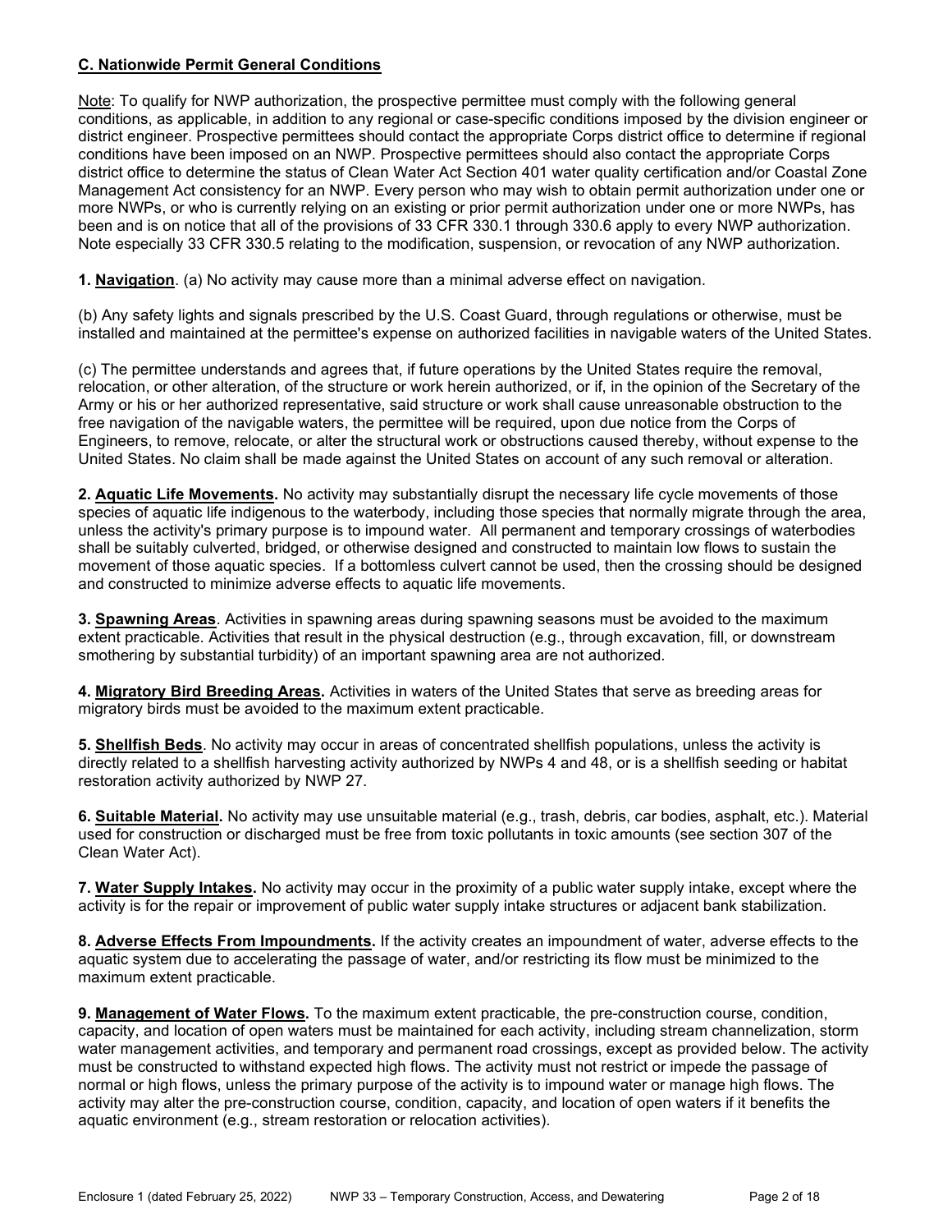**C. Nationwide Permit General Conditions**

Note: To qualify for NWP authorization, the prospective permittee must comply with the following general conditions, as applicable, in addition to any regional or case-specific conditions imposed by the division engineer or district engineer. Prospective permittees should contact the appropriate Corps district office to determine if regional conditions have been imposed on an NWP. Prospective permittees should also contact the appropriate Corps district office to determine the status of Clean Water Act Section 401 water quality certification and/or Coastal Zone Management Act consistency for an NWP. Every person who may wish to obtain permit authorization under one or more NWPs, or who is currently relying on an existing or prior permit authorization under one or more NWPs, has been and is on notice that all of the provisions of 33 CFR 330.1 through 330.6 apply to every NWP authorization. Note especially 33 CFR 330.5 relating to the modification, suspension, or revocation of any NWP authorization.

**1. Navigation**. (a) No activity may cause more than a minimal adverse effect on navigation.

(b) Any safety lights and signals prescribed by the U.S. Coast Guard, through regulations or otherwise, must be installed and maintained at the permittee's expense on authorized facilities in navigable waters of the United States.

(c) The permittee understands and agrees that, if future operations by the United States require the removal, relocation, or other alteration, of the structure or work herein authorized, or if, in the opinion of the Secretary of the Army or his or her authorized representative, said structure or work shall cause unreasonable obstruction to the free navigation of the navigable waters, the permittee will be required, upon due notice from the Corps of Engineers, to remove, relocate, or alter the structural work or obstructions caused thereby, without expense to the United States. No claim shall be made against the United States on account of any such removal or alteration.

**2. Aquatic Life Movements.** No activity may substantially disrupt the necessary life cycle movements of those species of aquatic life indigenous to the waterbody, including those species that normally migrate through the area, unless the activity's primary purpose is to impound water. All permanent and temporary crossings of waterbodies shall be suitably culverted, bridged, or otherwise designed and constructed to maintain low flows to sustain the movement of those aquatic species. If a bottomless culvert cannot be used, then the crossing should be designed and constructed to minimize adverse effects to aquatic life movements.

**3. Spawning Areas**. Activities in spawning areas during spawning seasons must be avoided to the maximum extent practicable. Activities that result in the physical destruction (e.g., through excavation, fill, or downstream smothering by substantial turbidity) of an important spawning area are not authorized.

**4. Migratory Bird Breeding Areas.** Activities in waters of the United States that serve as breeding areas for migratory birds must be avoided to the maximum extent practicable.

**5. Shellfish Beds**. No activity may occur in areas of concentrated shellfish populations, unless the activity is directly related to a shellfish harvesting activity authorized by NWPs 4 and 48, or is a shellfish seeding or habitat restoration activity authorized by NWP 27.

**6. Suitable Material.** No activity may use unsuitable material (e.g., trash, debris, car bodies, asphalt, etc.). Material used for construction or discharged must be free from toxic pollutants in toxic amounts (see section 307 of the Clean Water Act).

**7. Water Supply Intakes.** No activity may occur in the proximity of a public water supply intake, except where the activity is for the repair or improvement of public water supply intake structures or adjacent bank stabilization.

**8. Adverse Effects From Impoundments.** If the activity creates an impoundment of water, adverse effects to the aquatic system due to accelerating the passage of water, and/or restricting its flow must be minimized to the maximum extent practicable.

**9. Management of Water Flows.** To the maximum extent practicable, the pre-construction course, condition, capacity, and location of open waters must be maintained for each activity, including stream channelization, storm water management activities, and temporary and permanent road crossings, except as provided below. The activity must be constructed to withstand expected high flows. The activity must not restrict or impede the passage of normal or high flows, unless the primary purpose of the activity is to impound water or manage high flows. The activity may alter the pre-construction course, condition, capacity, and location of open waters if it benefits the aquatic environment (e.g., stream restoration or relocation activities).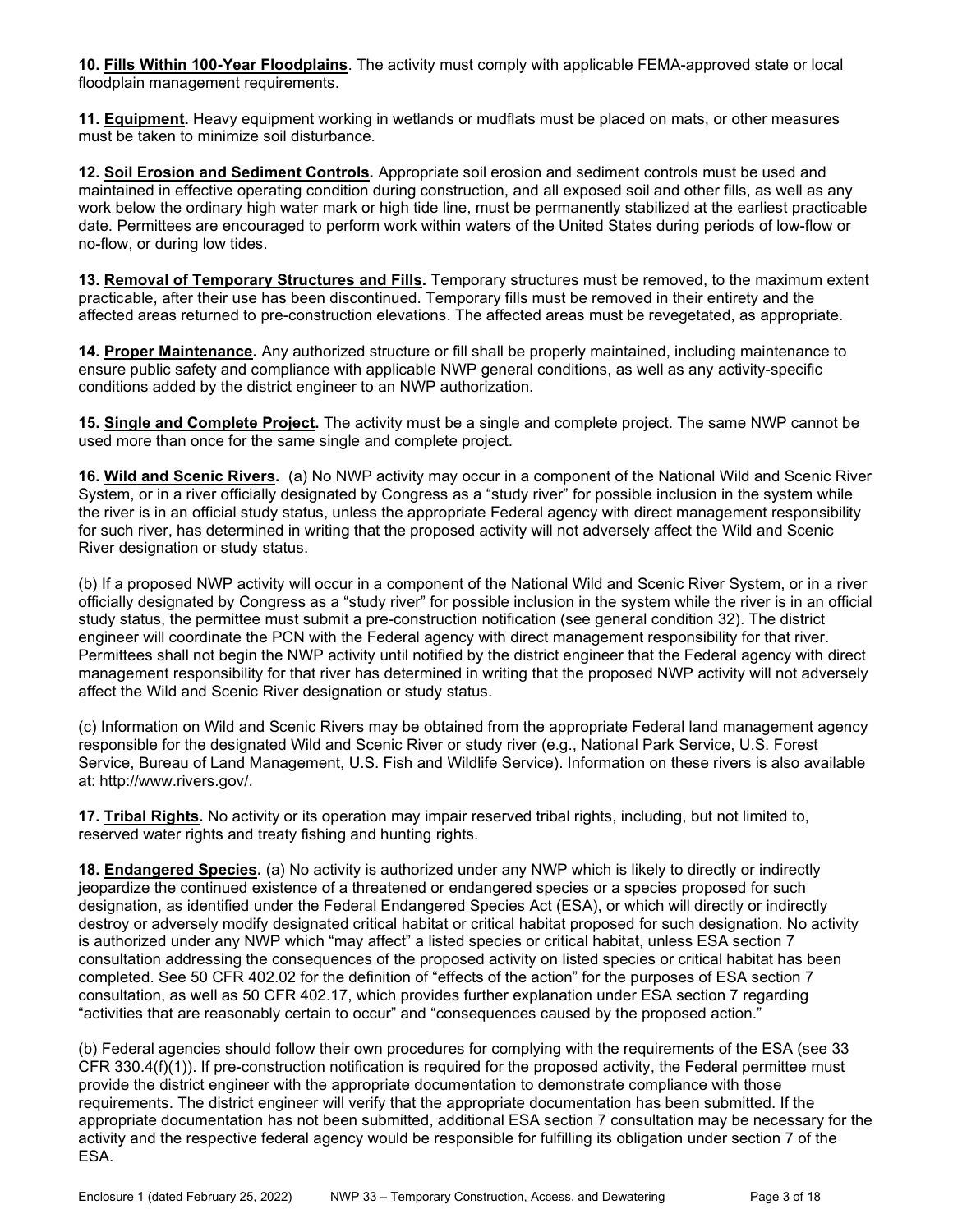**10. Fills Within 100-Year Floodplains**. The activity must comply with applicable FEMA-approved state or local floodplain management requirements.

**11. Equipment.** Heavy equipment working in wetlands or mudflats must be placed on mats, or other measures must be taken to minimize soil disturbance.

**12. Soil Erosion and Sediment Controls.** Appropriate soil erosion and sediment controls must be used and maintained in effective operating condition during construction, and all exposed soil and other fills, as well as any work below the ordinary high water mark or high tide line, must be permanently stabilized at the earliest practicable date. Permittees are encouraged to perform work within waters of the United States during periods of low-flow or no-flow, or during low tides.

**13. Removal of Temporary Structures and Fills.** Temporary structures must be removed, to the maximum extent practicable, after their use has been discontinued. Temporary fills must be removed in their entirety and the affected areas returned to pre-construction elevations. The affected areas must be revegetated, as appropriate.

**14. Proper Maintenance.** Any authorized structure or fill shall be properly maintained, including maintenance to ensure public safety and compliance with applicable NWP general conditions, as well as any activity-specific conditions added by the district engineer to an NWP authorization.

**15. Single and Complete Project.** The activity must be a single and complete project. The same NWP cannot be used more than once for the same single and complete project.

**16. Wild and Scenic Rivers.** (a) No NWP activity may occur in a component of the National Wild and Scenic River System, or in a river officially designated by Congress as a "study river" for possible inclusion in the system while the river is in an official study status, unless the appropriate Federal agency with direct management responsibility for such river, has determined in writing that the proposed activity will not adversely affect the Wild and Scenic River designation or study status.

(b) If a proposed NWP activity will occur in a component of the National Wild and Scenic River System, or in a river officially designated by Congress as a "study river" for possible inclusion in the system while the river is in an official study status, the permittee must submit a pre-construction notification (see general condition 32). The district engineer will coordinate the PCN with the Federal agency with direct management responsibility for that river. Permittees shall not begin the NWP activity until notified by the district engineer that the Federal agency with direct management responsibility for that river has determined in writing that the proposed NWP activity will not adversely affect the Wild and Scenic River designation or study status.

(c) Information on Wild and Scenic Rivers may be obtained from the appropriate Federal land management agency responsible for the designated Wild and Scenic River or study river (e.g., National Park Service, U.S. Forest Service, Bureau of Land Management, U.S. Fish and Wildlife Service). Information on these rivers is also available at: http://www.rivers.gov/.

**17. Tribal Rights.** No activity or its operation may impair reserved tribal rights, including, but not limited to, reserved water rights and treaty fishing and hunting rights.

**18. Endangered Species.** (a) No activity is authorized under any NWP which is likely to directly or indirectly jeopardize the continued existence of a threatened or endangered species or a species proposed for such designation, as identified under the Federal Endangered Species Act (ESA), or which will directly or indirectly destroy or adversely modify designated critical habitat or critical habitat proposed for such designation. No activity is authorized under any NWP which "may affect" a listed species or critical habitat, unless ESA section 7 consultation addressing the consequences of the proposed activity on listed species or critical habitat has been completed. See 50 CFR 402.02 for the definition of "effects of the action" for the purposes of ESA section 7 consultation, as well as 50 CFR 402.17, which provides further explanation under ESA section 7 regarding "activities that are reasonably certain to occur" and "consequences caused by the proposed action."

(b) Federal agencies should follow their own procedures for complying with the requirements of the ESA (see 33 CFR 330.4(f)(1)). If pre-construction notification is required for the proposed activity, the Federal permittee must provide the district engineer with the appropriate documentation to demonstrate compliance with those requirements. The district engineer will verify that the appropriate documentation has been submitted. If the appropriate documentation has not been submitted, additional ESA section 7 consultation may be necessary for the activity and the respective federal agency would be responsible for fulfilling its obligation under section 7 of the ESA.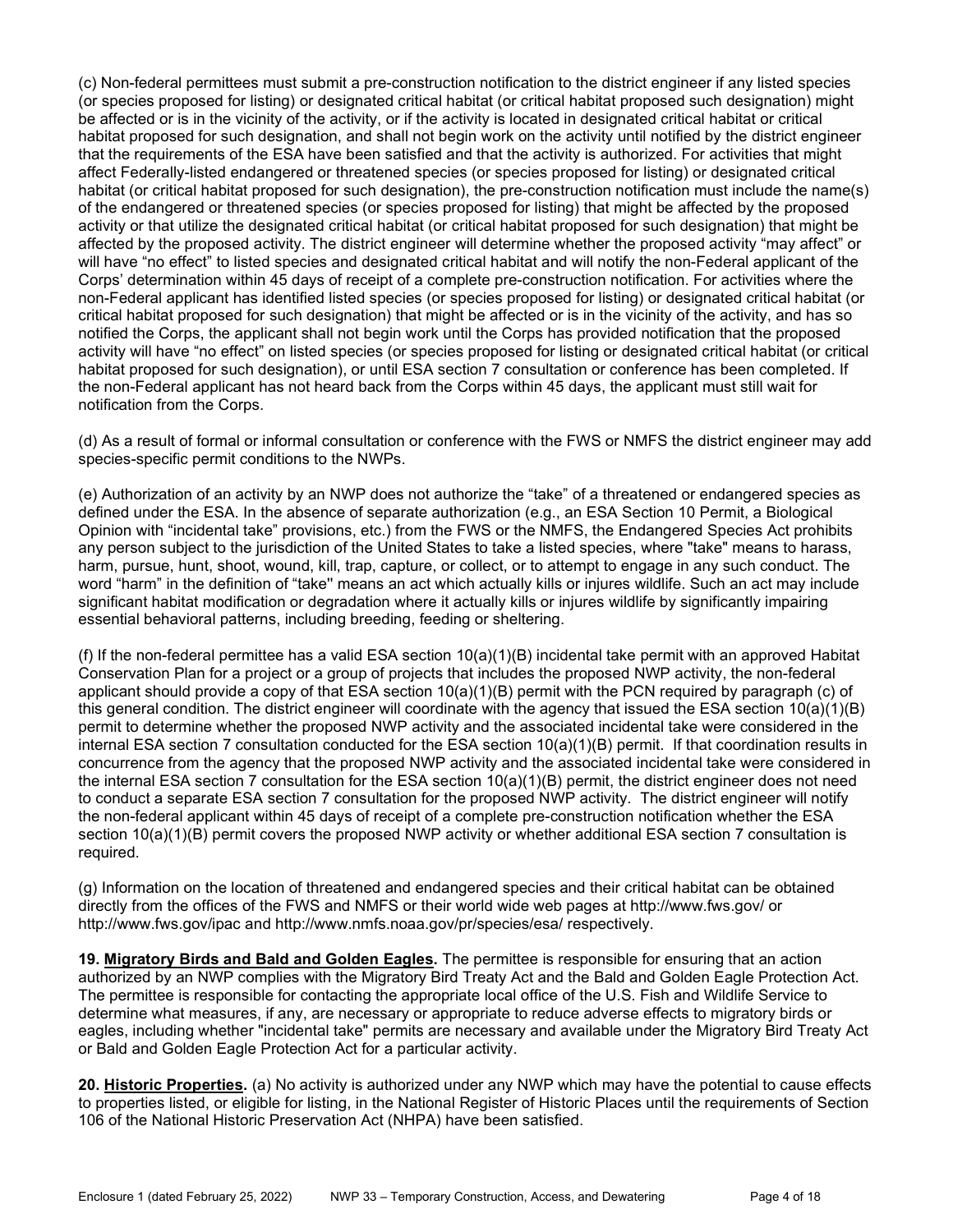(c) Non-federal permittees must submit a pre-construction notification to the district engineer if any listed species (or species proposed for listing) or designated critical habitat (or critical habitat proposed such designation) might be affected or is in the vicinity of the activity, or if the activity is located in designated critical habitat or critical habitat proposed for such designation, and shall not begin work on the activity until notified by the district engineer that the requirements of the ESA have been satisfied and that the activity is authorized. For activities that might affect Federally-listed endangered or threatened species (or species proposed for listing) or designated critical habitat (or critical habitat proposed for such designation), the pre-construction notification must include the name(s) of the endangered or threatened species (or species proposed for listing) that might be affected by the proposed activity or that utilize the designated critical habitat (or critical habitat proposed for such designation) that might be affected by the proposed activity. The district engineer will determine whether the proposed activity "may affect" or will have "no effect" to listed species and designated critical habitat and will notify the non-Federal applicant of the Corps' determination within 45 days of receipt of a complete pre-construction notification. For activities where the non-Federal applicant has identified listed species (or species proposed for listing) or designated critical habitat (or critical habitat proposed for such designation) that might be affected or is in the vicinity of the activity, and has so notified the Corps, the applicant shall not begin work until the Corps has provided notification that the proposed activity will have "no effect" on listed species (or species proposed for listing or designated critical habitat (or critical habitat proposed for such designation), or until ESA section 7 consultation or conference has been completed. If the non-Federal applicant has not heard back from the Corps within 45 days, the applicant must still wait for notification from the Corps.

(d) As a result of formal or informal consultation or conference with the FWS or NMFS the district engineer may add species-specific permit conditions to the NWPs.

(e) Authorization of an activity by an NWP does not authorize the "take" of a threatened or endangered species as defined under the ESA. In the absence of separate authorization (e.g., an ESA Section 10 Permit, a Biological Opinion with "incidental take" provisions, etc.) from the FWS or the NMFS, the Endangered Species Act prohibits any person subject to the jurisdiction of the United States to take a listed species, where "take" means to harass, harm, pursue, hunt, shoot, wound, kill, trap, capture, or collect, or to attempt to engage in any such conduct. The word "harm" in the definition of "take'' means an act which actually kills or injures wildlife. Such an act may include significant habitat modification or degradation where it actually kills or injures wildlife by significantly impairing essential behavioral patterns, including breeding, feeding or sheltering.

(f) If the non-federal permittee has a valid ESA section 10(a)(1)(B) incidental take permit with an approved Habitat Conservation Plan for a project or a group of projects that includes the proposed NWP activity, the non-federal applicant should provide a copy of that ESA section 10(a)(1)(B) permit with the PCN required by paragraph (c) of this general condition. The district engineer will coordinate with the agency that issued the ESA section 10(a)(1)(B) permit to determine whether the proposed NWP activity and the associated incidental take were considered in the internal ESA section 7 consultation conducted for the ESA section 10(a)(1)(B) permit. If that coordination results in concurrence from the agency that the proposed NWP activity and the associated incidental take were considered in the internal ESA section 7 consultation for the ESA section 10(a)(1)(B) permit, the district engineer does not need to conduct a separate ESA section 7 consultation for the proposed NWP activity. The district engineer will notify the non-federal applicant within 45 days of receipt of a complete pre-construction notification whether the ESA section 10(a)(1)(B) permit covers the proposed NWP activity or whether additional ESA section 7 consultation is required.

(g) Information on the location of threatened and endangered species and their critical habitat can be obtained directly from the offices of the FWS and NMFS or their world wide web pages at http://www.fws.gov/ or http://www.fws.gov/ipac and http://www.nmfs.noaa.gov/pr/species/esa/ respectively.

**19. Migratory Birds and Bald and Golden Eagles.** The permittee is responsible for ensuring that an action authorized by an NWP complies with the Migratory Bird Treaty Act and the Bald and Golden Eagle Protection Act. The permittee is responsible for contacting the appropriate local office of the U.S. Fish and Wildlife Service to determine what measures, if any, are necessary or appropriate to reduce adverse effects to migratory birds or eagles, including whether "incidental take" permits are necessary and available under the Migratory Bird Treaty Act or Bald and Golden Eagle Protection Act for a particular activity.

**20. Historic Properties.** (a) No activity is authorized under any NWP which may have the potential to cause effects to properties listed, or eligible for listing, in the National Register of Historic Places until the requirements of Section 106 of the National Historic Preservation Act (NHPA) have been satisfied.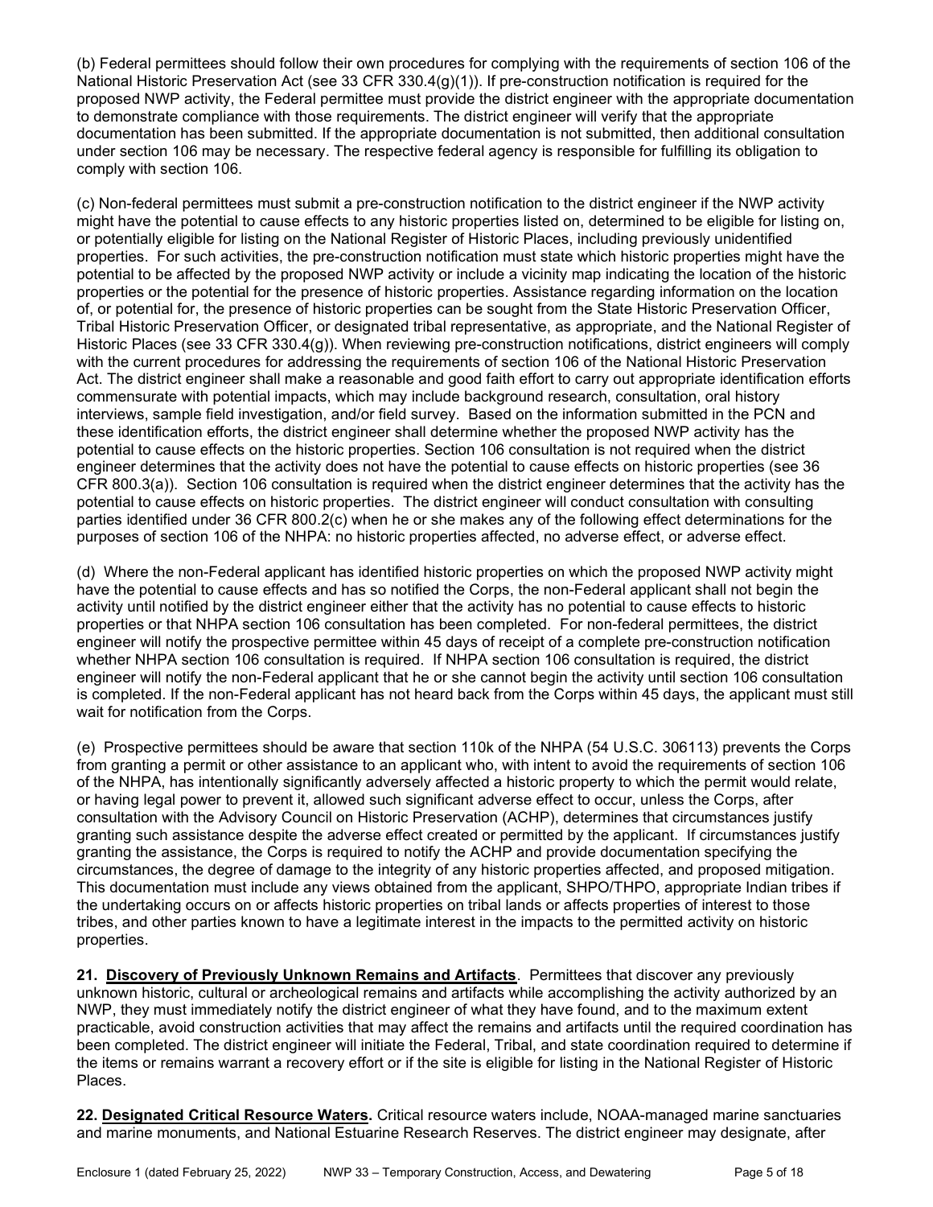(b) Federal permittees should follow their own procedures for complying with the requirements of section 106 of the National Historic Preservation Act (see 33 CFR 330.4(g)(1)). If pre-construction notification is required for the proposed NWP activity, the Federal permittee must provide the district engineer with the appropriate documentation to demonstrate compliance with those requirements. The district engineer will verify that the appropriate documentation has been submitted. If the appropriate documentation is not submitted, then additional consultation under section 106 may be necessary. The respective federal agency is responsible for fulfilling its obligation to comply with section 106.

(c) Non-federal permittees must submit a pre-construction notification to the district engineer if the NWP activity might have the potential to cause effects to any historic properties listed on, determined to be eligible for listing on, or potentially eligible for listing on the National Register of Historic Places, including previously unidentified properties. For such activities, the pre-construction notification must state which historic properties might have the potential to be affected by the proposed NWP activity or include a vicinity map indicating the location of the historic properties or the potential for the presence of historic properties. Assistance regarding information on the location of, or potential for, the presence of historic properties can be sought from the State Historic Preservation Officer, Tribal Historic Preservation Officer, or designated tribal representative, as appropriate, and the National Register of Historic Places (see 33 CFR 330.4(g)). When reviewing pre-construction notifications, district engineers will comply with the current procedures for addressing the requirements of section 106 of the National Historic Preservation Act. The district engineer shall make a reasonable and good faith effort to carry out appropriate identification efforts commensurate with potential impacts, which may include background research, consultation, oral history interviews, sample field investigation, and/or field survey. Based on the information submitted in the PCN and these identification efforts, the district engineer shall determine whether the proposed NWP activity has the potential to cause effects on the historic properties. Section 106 consultation is not required when the district engineer determines that the activity does not have the potential to cause effects on historic properties (see 36 CFR 800.3(a)). Section 106 consultation is required when the district engineer determines that the activity has the potential to cause effects on historic properties. The district engineer will conduct consultation with consulting parties identified under 36 CFR 800.2(c) when he or she makes any of the following effect determinations for the purposes of section 106 of the NHPA: no historic properties affected, no adverse effect, or adverse effect.

(d) Where the non-Federal applicant has identified historic properties on which the proposed NWP activity might have the potential to cause effects and has so notified the Corps, the non-Federal applicant shall not begin the activity until notified by the district engineer either that the activity has no potential to cause effects to historic properties or that NHPA section 106 consultation has been completed. For non-federal permittees, the district engineer will notify the prospective permittee within 45 days of receipt of a complete pre-construction notification whether NHPA section 106 consultation is required. If NHPA section 106 consultation is required, the district engineer will notify the non-Federal applicant that he or she cannot begin the activity until section 106 consultation is completed. If the non-Federal applicant has not heard back from the Corps within 45 days, the applicant must still wait for notification from the Corps.

(e) Prospective permittees should be aware that section 110k of the NHPA (54 U.S.C. 306113) prevents the Corps from granting a permit or other assistance to an applicant who, with intent to avoid the requirements of section 106 of the NHPA, has intentionally significantly adversely affected a historic property to which the permit would relate, or having legal power to prevent it, allowed such significant adverse effect to occur, unless the Corps, after consultation with the Advisory Council on Historic Preservation (ACHP), determines that circumstances justify granting such assistance despite the adverse effect created or permitted by the applicant. If circumstances justify granting the assistance, the Corps is required to notify the ACHP and provide documentation specifying the circumstances, the degree of damage to the integrity of any historic properties affected, and proposed mitigation. This documentation must include any views obtained from the applicant, SHPO/THPO, appropriate Indian tribes if the undertaking occurs on or affects historic properties on tribal lands or affects properties of interest to those tribes, and other parties known to have a legitimate interest in the impacts to the permitted activity on historic properties.

**21. Discovery of Previously Unknown Remains and Artifacts**. Permittees that discover any previously unknown historic, cultural or archeological remains and artifacts while accomplishing the activity authorized by an NWP, they must immediately notify the district engineer of what they have found, and to the maximum extent practicable, avoid construction activities that may affect the remains and artifacts until the required coordination has been completed. The district engineer will initiate the Federal, Tribal, and state coordination required to determine if the items or remains warrant a recovery effort or if the site is eligible for listing in the National Register of Historic Places.

**22. Designated Critical Resource Waters.** Critical resource waters include, NOAA-managed marine sanctuaries and marine monuments, and National Estuarine Research Reserves. The district engineer may designate, after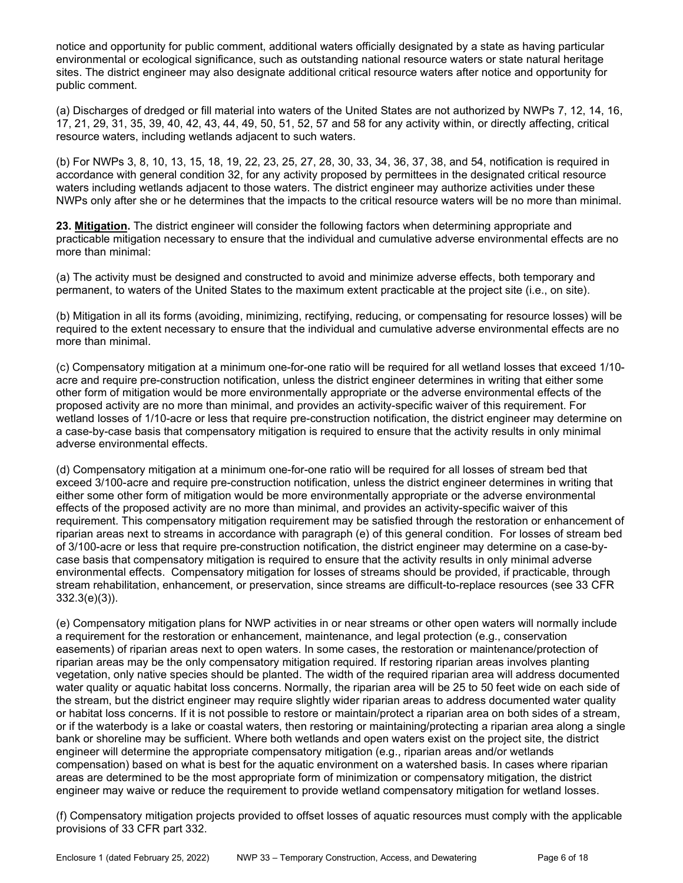notice and opportunity for public comment, additional waters officially designated by a state as having particular environmental or ecological significance, such as outstanding national resource waters or state natural heritage sites. The district engineer may also designate additional critical resource waters after notice and opportunity for public comment.

(a) Discharges of dredged or fill material into waters of the United States are not authorized by NWPs 7, 12, 14, 16, 17, 21, 29, 31, 35, 39, 40, 42, 43, 44, 49, 50, 51, 52, 57 and 58 for any activity within, or directly affecting, critical resource waters, including wetlands adjacent to such waters.

(b) For NWPs 3, 8, 10, 13, 15, 18, 19, 22, 23, 25, 27, 28, 30, 33, 34, 36, 37, 38, and 54, notification is required in accordance with general condition 32, for any activity proposed by permittees in the designated critical resource waters including wetlands adjacent to those waters. The district engineer may authorize activities under these NWPs only after she or he determines that the impacts to the critical resource waters will be no more than minimal.

**23. Mitigation.** The district engineer will consider the following factors when determining appropriate and practicable mitigation necessary to ensure that the individual and cumulative adverse environmental effects are no more than minimal:

(a) The activity must be designed and constructed to avoid and minimize adverse effects, both temporary and permanent, to waters of the United States to the maximum extent practicable at the project site (i.e., on site).

(b) Mitigation in all its forms (avoiding, minimizing, rectifying, reducing, or compensating for resource losses) will be required to the extent necessary to ensure that the individual and cumulative adverse environmental effects are no more than minimal.

(c) Compensatory mitigation at a minimum one-for-one ratio will be required for all wetland losses that exceed 1/10-acre and require pre-construction notification, unless the district engineer determines in writing that either some other form of mitigation would be more environmentally appropriate or the adverse environmental effects of the proposed activity are no more than minimal, and provides an activity-specific waiver of this requirement. For wetland losses of 1/10-acre or less that require pre-construction notification, the district engineer may determine on a case-by-case basis that compensatory mitigation is required to ensure that the activity results in only minimal adverse environmental effects.

(d) Compensatory mitigation at a minimum one-for-one ratio will be required for all losses of stream bed that exceed 3/100-acre and require pre-construction notification, unless the district engineer determines in writing that either some other form of mitigation would be more environmentally appropriate or the adverse environmental effects of the proposed activity are no more than minimal, and provides an activity-specific waiver of this requirement. This compensatory mitigation requirement may be satisfied through the restoration or enhancement of riparian areas next to streams in accordance with paragraph (e) of this general condition. For losses of stream bed of 3/100-acre or less that require pre-construction notification, the district engineer may determine on a case-by-case basis that compensatory mitigation is required to ensure that the activity results in only minimal adverse environmental effects. Compensatory mitigation for losses of streams should be provided, if practicable, through stream rehabilitation, enhancement, or preservation, since streams are difficult-to-replace resources (see 33 CFR 332.3(e)(3)).

(e) Compensatory mitigation plans for NWP activities in or near streams or other open waters will normally include a requirement for the restoration or enhancement, maintenance, and legal protection (e.g., conservation easements) of riparian areas next to open waters. In some cases, the restoration or maintenance/protection of riparian areas may be the only compensatory mitigation required. If restoring riparian areas involves planting vegetation, only native species should be planted. The width of the required riparian area will address documented water quality or aquatic habitat loss concerns. Normally, the riparian area will be 25 to 50 feet wide on each side of the stream, but the district engineer may require slightly wider riparian areas to address documented water quality or habitat loss concerns. If it is not possible to restore or maintain/protect a riparian area on both sides of a stream, or if the waterbody is a lake or coastal waters, then restoring or maintaining/protecting a riparian area along a single bank or shoreline may be sufficient. Where both wetlands and open waters exist on the project site, the district engineer will determine the appropriate compensatory mitigation (e.g., riparian areas and/or wetlands compensation) based on what is best for the aquatic environment on a watershed basis. In cases where riparian areas are determined to be the most appropriate form of minimization or compensatory mitigation, the district engineer may waive or reduce the requirement to provide wetland compensatory mitigation for wetland losses.

(f) Compensatory mitigation projects provided to offset losses of aquatic resources must comply with the applicable provisions of 33 CFR part 332.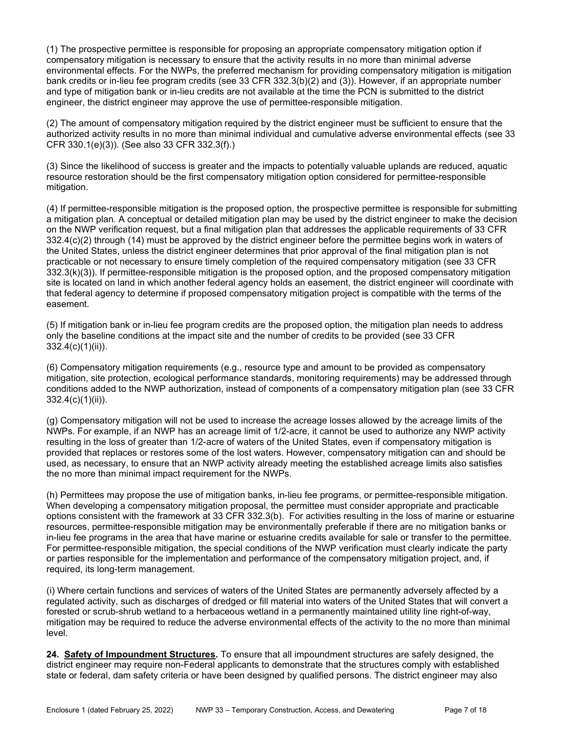(1) The prospective permittee is responsible for proposing an appropriate compensatory mitigation option if compensatory mitigation is necessary to ensure that the activity results in no more than minimal adverse environmental effects. For the NWPs, the preferred mechanism for providing compensatory mitigation is mitigation bank credits or in-lieu fee program credits (see 33 CFR 332.3(b)(2) and (3)). However, if an appropriate number and type of mitigation bank or in-lieu credits are not available at the time the PCN is submitted to the district engineer, the district engineer may approve the use of permittee-responsible mitigation.

(2) The amount of compensatory mitigation required by the district engineer must be sufficient to ensure that the authorized activity results in no more than minimal individual and cumulative adverse environmental effects (see 33 CFR 330.1(e)(3)). (See also 33 CFR 332.3(f).)

(3) Since the likelihood of success is greater and the impacts to potentially valuable uplands are reduced, aquatic resource restoration should be the first compensatory mitigation option considered for permittee-responsible mitigation.

(4) If permittee-responsible mitigation is the proposed option, the prospective permittee is responsible for submitting a mitigation plan. A conceptual or detailed mitigation plan may be used by the district engineer to make the decision on the NWP verification request, but a final mitigation plan that addresses the applicable requirements of 33 CFR 332.4(c)(2) through (14) must be approved by the district engineer before the permittee begins work in waters of the United States, unless the district engineer determines that prior approval of the final mitigation plan is not practicable or not necessary to ensure timely completion of the required compensatory mitigation (see 33 CFR 332.3(k)(3)). If permittee-responsible mitigation is the proposed option, and the proposed compensatory mitigation site is located on land in which another federal agency holds an easement, the district engineer will coordinate with that federal agency to determine if proposed compensatory mitigation project is compatible with the terms of the easement.

(5) If mitigation bank or in-lieu fee program credits are the proposed option, the mitigation plan needs to address only the baseline conditions at the impact site and the number of credits to be provided (see 33 CFR 332.4(c)(1)(ii)).

(6) Compensatory mitigation requirements (e.g., resource type and amount to be provided as compensatory mitigation, site protection, ecological performance standards, monitoring requirements) may be addressed through conditions added to the NWP authorization, instead of components of a compensatory mitigation plan (see 33 CFR 332.4(c)(1)(ii)).

(g) Compensatory mitigation will not be used to increase the acreage losses allowed by the acreage limits of the NWPs. For example, if an NWP has an acreage limit of 1/2-acre, it cannot be used to authorize any NWP activity resulting in the loss of greater than 1/2-acre of waters of the United States, even if compensatory mitigation is provided that replaces or restores some of the lost waters. However, compensatory mitigation can and should be used, as necessary, to ensure that an NWP activity already meeting the established acreage limits also satisfies the no more than minimal impact requirement for the NWPs.

(h) Permittees may propose the use of mitigation banks, in-lieu fee programs, or permittee-responsible mitigation. When developing a compensatory mitigation proposal, the permittee must consider appropriate and practicable options consistent with the framework at 33 CFR 332.3(b). For activities resulting in the loss of marine or estuarine resources, permittee-responsible mitigation may be environmentally preferable if there are no mitigation banks or in-lieu fee programs in the area that have marine or estuarine credits available for sale or transfer to the permittee. For permittee-responsible mitigation, the special conditions of the NWP verification must clearly indicate the party or parties responsible for the implementation and performance of the compensatory mitigation project, and, if required, its long-term management.

(i) Where certain functions and services of waters of the United States are permanently adversely affected by a regulated activity, such as discharges of dredged or fill material into waters of the United States that will convert a forested or scrub-shrub wetland to a herbaceous wetland in a permanently maintained utility line right-of-way, mitigation may be required to reduce the adverse environmental effects of the activity to the no more than minimal level.

**24. Safety of Impoundment Structures.** To ensure that all impoundment structures are safely designed, the district engineer may require non-Federal applicants to demonstrate that the structures comply with established state or federal, dam safety criteria or have been designed by qualified persons. The district engineer may also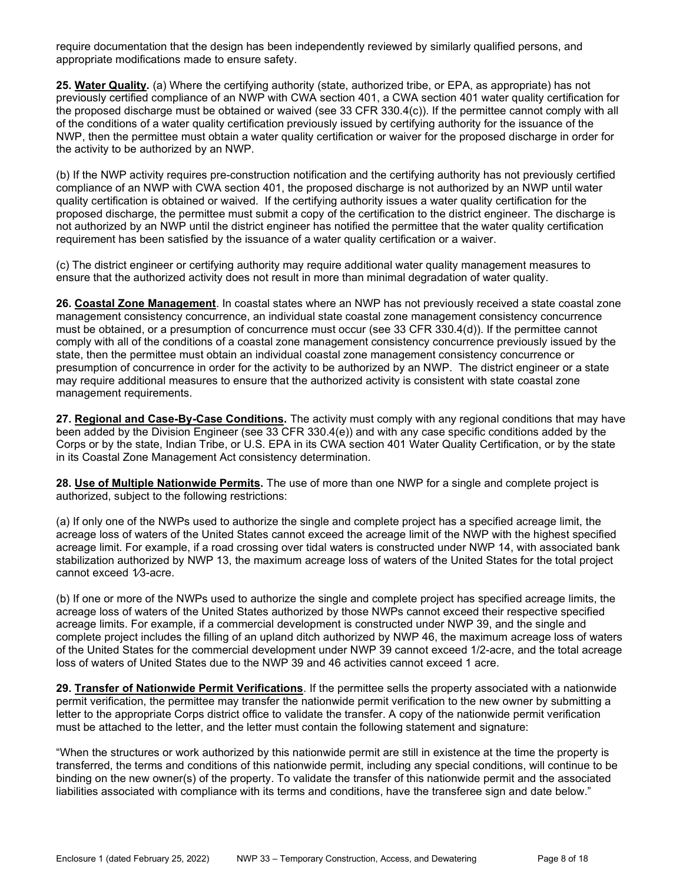require documentation that the design has been independently reviewed by similarly qualified persons, and appropriate modifications made to ensure safety.

**25. Water Quality.** (a) Where the certifying authority (state, authorized tribe, or EPA, as appropriate) has not previously certified compliance of an NWP with CWA section 401, a CWA section 401 water quality certification for the proposed discharge must be obtained or waived (see 33 CFR 330.4(c)). If the permittee cannot comply with all of the conditions of a water quality certification previously issued by certifying authority for the issuance of the NWP, then the permittee must obtain a water quality certification or waiver for the proposed discharge in order for the activity to be authorized by an NWP.

(b) If the NWP activity requires pre-construction notification and the certifying authority has not previously certified compliance of an NWP with CWA section 401, the proposed discharge is not authorized by an NWP until water quality certification is obtained or waived. If the certifying authority issues a water quality certification for the proposed discharge, the permittee must submit a copy of the certification to the district engineer. The discharge is not authorized by an NWP until the district engineer has notified the permittee that the water quality certification requirement has been satisfied by the issuance of a water quality certification or a waiver.

(c) The district engineer or certifying authority may require additional water quality management measures to ensure that the authorized activity does not result in more than minimal degradation of water quality.

**26. Coastal Zone Management**. In coastal states where an NWP has not previously received a state coastal zone management consistency concurrence, an individual state coastal zone management consistency concurrence must be obtained, or a presumption of concurrence must occur (see 33 CFR 330.4(d)). If the permittee cannot comply with all of the conditions of a coastal zone management consistency concurrence previously issued by the state, then the permittee must obtain an individual coastal zone management consistency concurrence or presumption of concurrence in order for the activity to be authorized by an NWP. The district engineer or a state may require additional measures to ensure that the authorized activity is consistent with state coastal zone management requirements.

**27. Regional and Case-By-Case Conditions.** The activity must comply with any regional conditions that may have been added by the Division Engineer (see 33 CFR 330.4(e)) and with any case specific conditions added by the Corps or by the state, Indian Tribe, or U.S. EPA in its CWA section 401 Water Quality Certification, or by the state in its Coastal Zone Management Act consistency determination.

**28. Use of Multiple Nationwide Permits.** The use of more than one NWP for a single and complete project is authorized, subject to the following restrictions:

(a) If only one of the NWPs used to authorize the single and complete project has a specified acreage limit, the acreage loss of waters of the United States cannot exceed the acreage limit of the NWP with the highest specified acreage limit. For example, if a road crossing over tidal waters is constructed under NWP 14, with associated bank stabilization authorized by NWP 13, the maximum acreage loss of waters of the United States for the total project cannot exceed 1⁄3-acre.

(b) If one or more of the NWPs used to authorize the single and complete project has specified acreage limits, the acreage loss of waters of the United States authorized by those NWPs cannot exceed their respective specified acreage limits. For example, if a commercial development is constructed under NWP 39, and the single and complete project includes the filling of an upland ditch authorized by NWP 46, the maximum acreage loss of waters of the United States for the commercial development under NWP 39 cannot exceed 1/2-acre, and the total acreage loss of waters of United States due to the NWP 39 and 46 activities cannot exceed 1 acre.

**29. Transfer of Nationwide Permit Verifications**. If the permittee sells the property associated with a nationwide permit verification, the permittee may transfer the nationwide permit verification to the new owner by submitting a letter to the appropriate Corps district office to validate the transfer. A copy of the nationwide permit verification must be attached to the letter, and the letter must contain the following statement and signature:

"When the structures or work authorized by this nationwide permit are still in existence at the time the property is transferred, the terms and conditions of this nationwide permit, including any special conditions, will continue to be binding on the new owner(s) of the property. To validate the transfer of this nationwide permit and the associated liabilities associated with compliance with its terms and conditions, have the transferee sign and date below."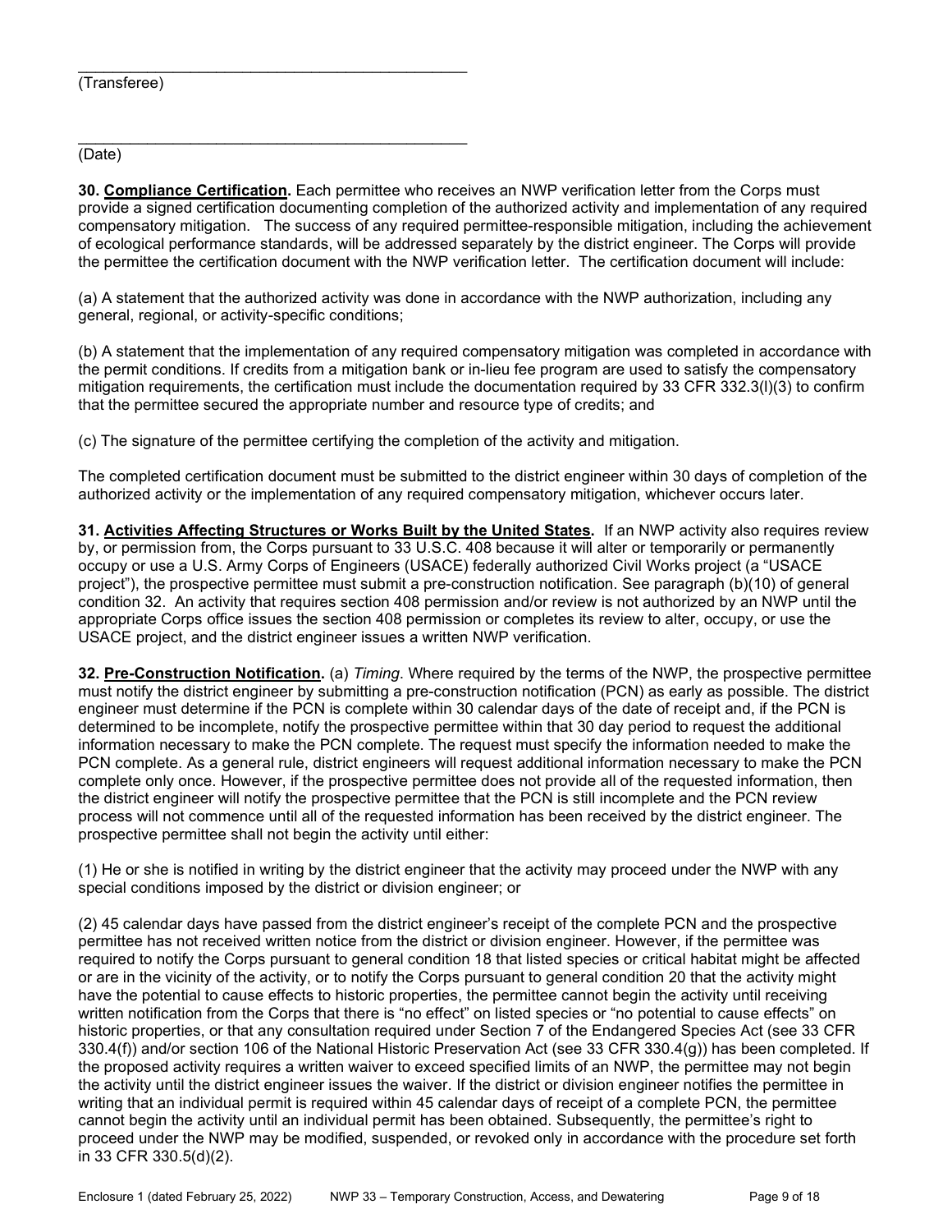_____________________________________________
(Transferee)

_____________________________________________
(Date)

**30. Compliance Certification.** Each permittee who receives an NWP verification letter from the Corps must provide a signed certification documenting completion of the authorized activity and implementation of any required compensatory mitigation. The success of any required permittee-responsible mitigation, including the achievement of ecological performance standards, will be addressed separately by the district engineer. The Corps will provide the permittee the certification document with the NWP verification letter. The certification document will include:

(a) A statement that the authorized activity was done in accordance with the NWP authorization, including any general, regional, or activity-specific conditions;

(b) A statement that the implementation of any required compensatory mitigation was completed in accordance with the permit conditions. If credits from a mitigation bank or in-lieu fee program are used to satisfy the compensatory mitigation requirements, the certification must include the documentation required by 33 CFR 332.3(l)(3) to confirm that the permittee secured the appropriate number and resource type of credits; and

(c) The signature of the permittee certifying the completion of the activity and mitigation.

The completed certification document must be submitted to the district engineer within 30 days of completion of the authorized activity or the implementation of any required compensatory mitigation, whichever occurs later.

**31. Activities Affecting Structures or Works Built by the United States.** If an NWP activity also requires review by, or permission from, the Corps pursuant to 33 U.S.C. 408 because it will alter or temporarily or permanently occupy or use a U.S. Army Corps of Engineers (USACE) federally authorized Civil Works project (a "USACE project"), the prospective permittee must submit a pre-construction notification. See paragraph (b)(10) of general condition 32. An activity that requires section 408 permission and/or review is not authorized by an NWP until the appropriate Corps office issues the section 408 permission or completes its review to alter, occupy, or use the USACE project, and the district engineer issues a written NWP verification.

**32. Pre-Construction Notification.** (a) *Timing*. Where required by the terms of the NWP, the prospective permittee must notify the district engineer by submitting a pre-construction notification (PCN) as early as possible. The district engineer must determine if the PCN is complete within 30 calendar days of the date of receipt and, if the PCN is determined to be incomplete, notify the prospective permittee within that 30 day period to request the additional information necessary to make the PCN complete. The request must specify the information needed to make the PCN complete. As a general rule, district engineers will request additional information necessary to make the PCN complete only once. However, if the prospective permittee does not provide all of the requested information, then the district engineer will notify the prospective permittee that the PCN is still incomplete and the PCN review process will not commence until all of the requested information has been received by the district engineer. The prospective permittee shall not begin the activity until either:

(1) He or she is notified in writing by the district engineer that the activity may proceed under the NWP with any special conditions imposed by the district or division engineer; or

(2) 45 calendar days have passed from the district engineer's receipt of the complete PCN and the prospective permittee has not received written notice from the district or division engineer. However, if the permittee was required to notify the Corps pursuant to general condition 18 that listed species or critical habitat might be affected or are in the vicinity of the activity, or to notify the Corps pursuant to general condition 20 that the activity might have the potential to cause effects to historic properties, the permittee cannot begin the activity until receiving written notification from the Corps that there is "no effect" on listed species or "no potential to cause effects" on historic properties, or that any consultation required under Section 7 of the Endangered Species Act (see 33 CFR 330.4(f)) and/or section 106 of the National Historic Preservation Act (see 33 CFR 330.4(g)) has been completed. If the proposed activity requires a written waiver to exceed specified limits of an NWP, the permittee may not begin the activity until the district engineer issues the waiver. If the district or division engineer notifies the permittee in writing that an individual permit is required within 45 calendar days of receipt of a complete PCN, the permittee cannot begin the activity until an individual permit has been obtained. Subsequently, the permittee's right to proceed under the NWP may be modified, suspended, or revoked only in accordance with the procedure set forth in 33 CFR 330.5(d)(2).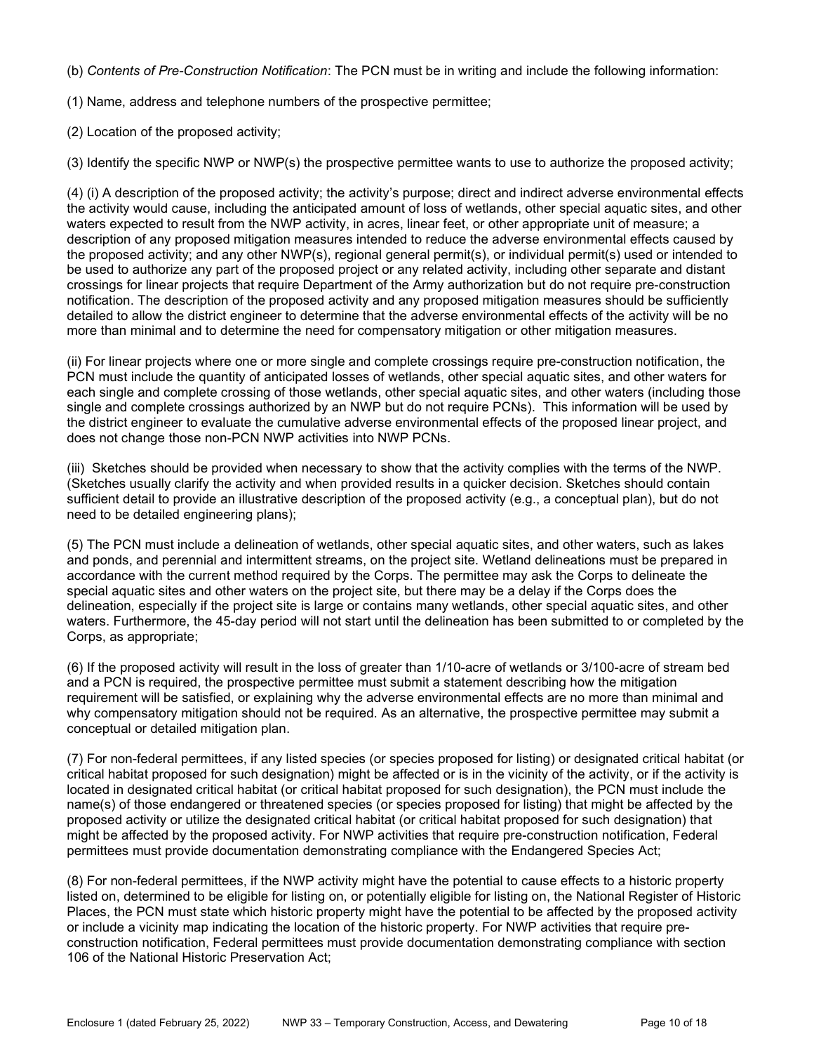(b) *Contents of Pre-Construction Notification*: The PCN must be in writing and include the following information:

(1) Name, address and telephone numbers of the prospective permittee;

(2) Location of the proposed activity;

(3) Identify the specific NWP or NWP(s) the prospective permittee wants to use to authorize the proposed activity;

(4) (i) A description of the proposed activity; the activity's purpose; direct and indirect adverse environmental effects the activity would cause, including the anticipated amount of loss of wetlands, other special aquatic sites, and other waters expected to result from the NWP activity, in acres, linear feet, or other appropriate unit of measure; a description of any proposed mitigation measures intended to reduce the adverse environmental effects caused by the proposed activity; and any other NWP(s), regional general permit(s), or individual permit(s) used or intended to be used to authorize any part of the proposed project or any related activity, including other separate and distant crossings for linear projects that require Department of the Army authorization but do not require pre-construction notification. The description of the proposed activity and any proposed mitigation measures should be sufficiently detailed to allow the district engineer to determine that the adverse environmental effects of the activity will be no more than minimal and to determine the need for compensatory mitigation or other mitigation measures.

(ii) For linear projects where one or more single and complete crossings require pre-construction notification, the PCN must include the quantity of anticipated losses of wetlands, other special aquatic sites, and other waters for each single and complete crossing of those wetlands, other special aquatic sites, and other waters (including those single and complete crossings authorized by an NWP but do not require PCNs). This information will be used by the district engineer to evaluate the cumulative adverse environmental effects of the proposed linear project, and does not change those non-PCN NWP activities into NWP PCNs.

(iii) Sketches should be provided when necessary to show that the activity complies with the terms of the NWP. (Sketches usually clarify the activity and when provided results in a quicker decision. Sketches should contain sufficient detail to provide an illustrative description of the proposed activity (e.g., a conceptual plan), but do not need to be detailed engineering plans);

(5) The PCN must include a delineation of wetlands, other special aquatic sites, and other waters, such as lakes and ponds, and perennial and intermittent streams, on the project site. Wetland delineations must be prepared in accordance with the current method required by the Corps. The permittee may ask the Corps to delineate the special aquatic sites and other waters on the project site, but there may be a delay if the Corps does the delineation, especially if the project site is large or contains many wetlands, other special aquatic sites, and other waters. Furthermore, the 45-day period will not start until the delineation has been submitted to or completed by the Corps, as appropriate;

(6) If the proposed activity will result in the loss of greater than 1/10-acre of wetlands or 3/100-acre of stream bed and a PCN is required, the prospective permittee must submit a statement describing how the mitigation requirement will be satisfied, or explaining why the adverse environmental effects are no more than minimal and why compensatory mitigation should not be required. As an alternative, the prospective permittee may submit a conceptual or detailed mitigation plan.

(7) For non-federal permittees, if any listed species (or species proposed for listing) or designated critical habitat (or critical habitat proposed for such designation) might be affected or is in the vicinity of the activity, or if the activity is located in designated critical habitat (or critical habitat proposed for such designation), the PCN must include the name(s) of those endangered or threatened species (or species proposed for listing) that might be affected by the proposed activity or utilize the designated critical habitat (or critical habitat proposed for such designation) that might be affected by the proposed activity. For NWP activities that require pre-construction notification, Federal permittees must provide documentation demonstrating compliance with the Endangered Species Act;

(8) For non-federal permittees, if the NWP activity might have the potential to cause effects to a historic property listed on, determined to be eligible for listing on, or potentially eligible for listing on, the National Register of Historic Places, the PCN must state which historic property might have the potential to be affected by the proposed activity or include a vicinity map indicating the location of the historic property. For NWP activities that require pre-construction notification, Federal permittees must provide documentation demonstrating compliance with section 106 of the National Historic Preservation Act;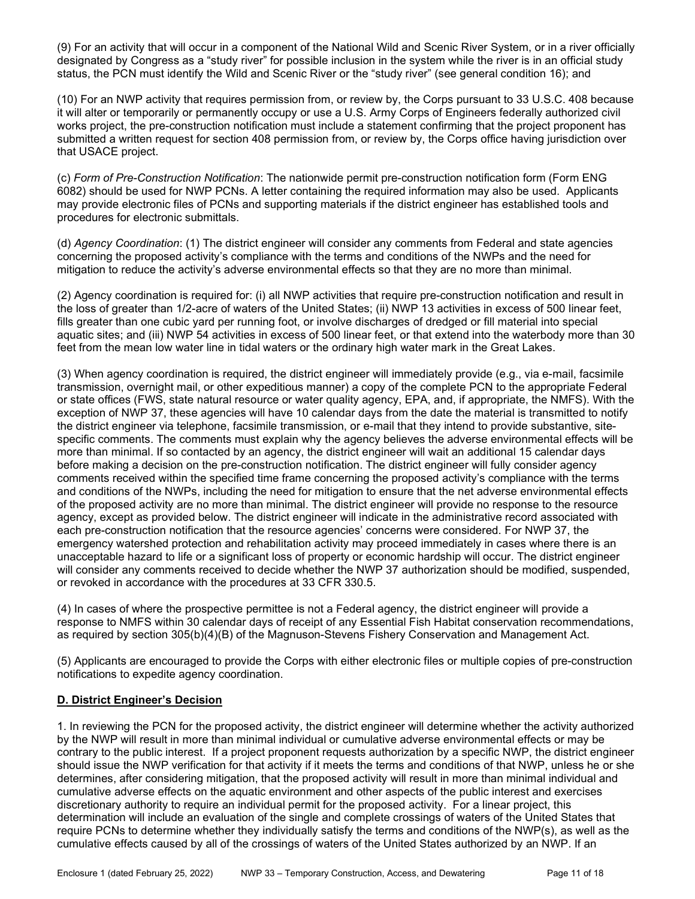(9) For an activity that will occur in a component of the National Wild and Scenic River System, or in a river officially designated by Congress as a "study river" for possible inclusion in the system while the river is in an official study status, the PCN must identify the Wild and Scenic River or the "study river" (see general condition 16); and

(10) For an NWP activity that requires permission from, or review by, the Corps pursuant to 33 U.S.C. 408 because it will alter or temporarily or permanently occupy or use a U.S. Army Corps of Engineers federally authorized civil works project, the pre-construction notification must include a statement confirming that the project proponent has submitted a written request for section 408 permission from, or review by, the Corps office having jurisdiction over that USACE project.

(c) *Form of Pre-Construction Notification*: The nationwide permit pre-construction notification form (Form ENG 6082) should be used for NWP PCNs. A letter containing the required information may also be used. Applicants may provide electronic files of PCNs and supporting materials if the district engineer has established tools and procedures for electronic submittals.

(d) *Agency Coordination*: (1) The district engineer will consider any comments from Federal and state agencies concerning the proposed activity's compliance with the terms and conditions of the NWPs and the need for mitigation to reduce the activity's adverse environmental effects so that they are no more than minimal.

(2) Agency coordination is required for: (i) all NWP activities that require pre-construction notification and result in the loss of greater than 1/2-acre of waters of the United States; (ii) NWP 13 activities in excess of 500 linear feet, fills greater than one cubic yard per running foot, or involve discharges of dredged or fill material into special aquatic sites; and (iii) NWP 54 activities in excess of 500 linear feet, or that extend into the waterbody more than 30 feet from the mean low water line in tidal waters or the ordinary high water mark in the Great Lakes.

(3) When agency coordination is required, the district engineer will immediately provide (e.g., via e-mail, facsimile transmission, overnight mail, or other expeditious manner) a copy of the complete PCN to the appropriate Federal or state offices (FWS, state natural resource or water quality agency, EPA, and, if appropriate, the NMFS). With the exception of NWP 37, these agencies will have 10 calendar days from the date the material is transmitted to notify the district engineer via telephone, facsimile transmission, or e-mail that they intend to provide substantive, site-specific comments. The comments must explain why the agency believes the adverse environmental effects will be more than minimal. If so contacted by an agency, the district engineer will wait an additional 15 calendar days before making a decision on the pre-construction notification. The district engineer will fully consider agency comments received within the specified time frame concerning the proposed activity's compliance with the terms and conditions of the NWPs, including the need for mitigation to ensure that the net adverse environmental effects of the proposed activity are no more than minimal. The district engineer will provide no response to the resource agency, except as provided below. The district engineer will indicate in the administrative record associated with each pre-construction notification that the resource agencies' concerns were considered. For NWP 37, the emergency watershed protection and rehabilitation activity may proceed immediately in cases where there is an unacceptable hazard to life or a significant loss of property or economic hardship will occur. The district engineer will consider any comments received to decide whether the NWP 37 authorization should be modified, suspended, or revoked in accordance with the procedures at 33 CFR 330.5.

(4) In cases of where the prospective permittee is not a Federal agency, the district engineer will provide a response to NMFS within 30 calendar days of receipt of any Essential Fish Habitat conservation recommendations, as required by section 305(b)(4)(B) of the Magnuson-Stevens Fishery Conservation and Management Act.

(5) Applicants are encouraged to provide the Corps with either electronic files or multiple copies of pre-construction notifications to expedite agency coordination.

## D. District Engineer's Decision

1. In reviewing the PCN for the proposed activity, the district engineer will determine whether the activity authorized by the NWP will result in more than minimal individual or cumulative adverse environmental effects or may be contrary to the public interest. If a project proponent requests authorization by a specific NWP, the district engineer should issue the NWP verification for that activity if it meets the terms and conditions of that NWP, unless he or she determines, after considering mitigation, that the proposed activity will result in more than minimal individual and cumulative adverse effects on the aquatic environment and other aspects of the public interest and exercises discretionary authority to require an individual permit for the proposed activity. For a linear project, this determination will include an evaluation of the single and complete crossings of waters of the United States that require PCNs to determine whether they individually satisfy the terms and conditions of the NWP(s), as well as the cumulative effects caused by all of the crossings of waters of the United States authorized by an NWP. If an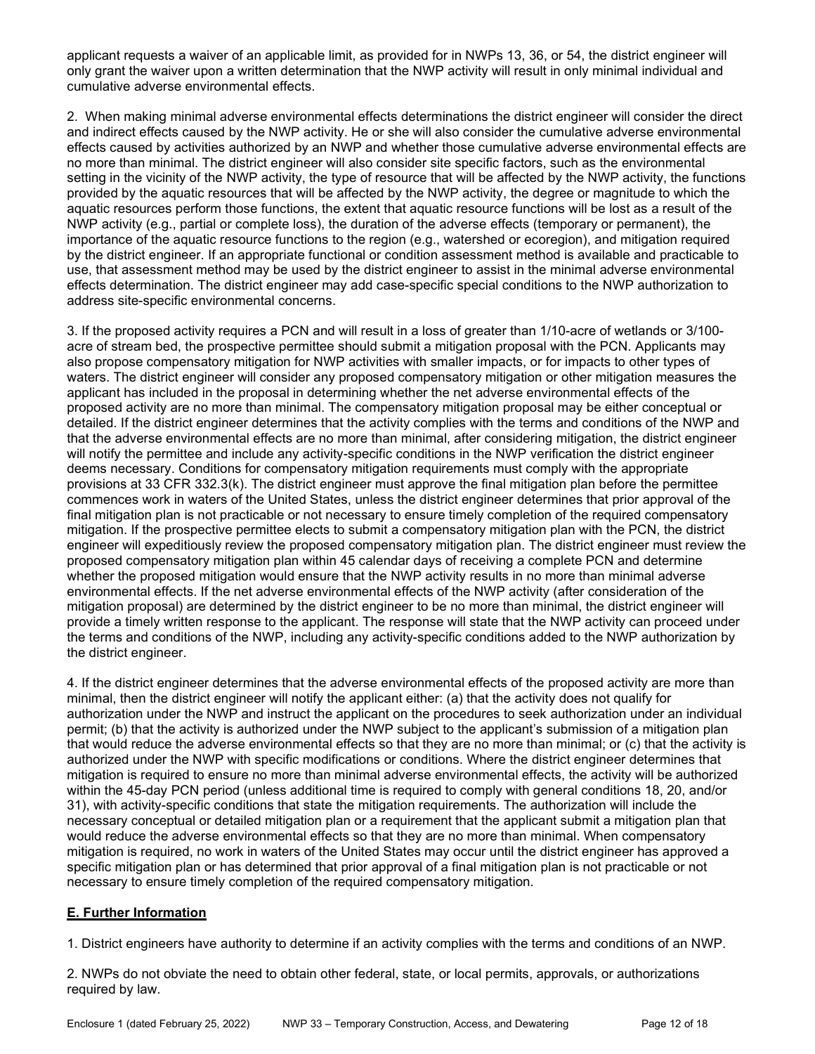applicant requests a waiver of an applicable limit, as provided for in NWPs 13, 36, or 54, the district engineer will only grant the waiver upon a written determination that the NWP activity will result in only minimal individual and cumulative adverse environmental effects.

2. When making minimal adverse environmental effects determinations the district engineer will consider the direct and indirect effects caused by the NWP activity. He or she will also consider the cumulative adverse environmental effects caused by activities authorized by an NWP and whether those cumulative adverse environmental effects are no more than minimal. The district engineer will also consider site specific factors, such as the environmental setting in the vicinity of the NWP activity, the type of resource that will be affected by the NWP activity, the functions provided by the aquatic resources that will be affected by the NWP activity, the degree or magnitude to which the aquatic resources perform those functions, the extent that aquatic resource functions will be lost as a result of the NWP activity (e.g., partial or complete loss), the duration of the adverse effects (temporary or permanent), the importance of the aquatic resource functions to the region (e.g., watershed or ecoregion), and mitigation required by the district engineer. If an appropriate functional or condition assessment method is available and practicable to use, that assessment method may be used by the district engineer to assist in the minimal adverse environmental effects determination. The district engineer may add case-specific special conditions to the NWP authorization to address site-specific environmental concerns.

3. If the proposed activity requires a PCN and will result in a loss of greater than 1/10-acre of wetlands or 3/100-acre of stream bed, the prospective permittee should submit a mitigation proposal with the PCN. Applicants may also propose compensatory mitigation for NWP activities with smaller impacts, or for impacts to other types of waters. The district engineer will consider any proposed compensatory mitigation or other mitigation measures the applicant has included in the proposal in determining whether the net adverse environmental effects of the proposed activity are no more than minimal. The compensatory mitigation proposal may be either conceptual or detailed. If the district engineer determines that the activity complies with the terms and conditions of the NWP and that the adverse environmental effects are no more than minimal, after considering mitigation, the district engineer will notify the permittee and include any activity-specific conditions in the NWP verification the district engineer deems necessary. Conditions for compensatory mitigation requirements must comply with the appropriate provisions at 33 CFR 332.3(k). The district engineer must approve the final mitigation plan before the permittee commences work in waters of the United States, unless the district engineer determines that prior approval of the final mitigation plan is not practicable or not necessary to ensure timely completion of the required compensatory mitigation. If the prospective permittee elects to submit a compensatory mitigation plan with the PCN, the district engineer will expeditiously review the proposed compensatory mitigation plan. The district engineer must review the proposed compensatory mitigation plan within 45 calendar days of receiving a complete PCN and determine whether the proposed mitigation would ensure that the NWP activity results in no more than minimal adverse environmental effects. If the net adverse environmental effects of the NWP activity (after consideration of the mitigation proposal) are determined by the district engineer to be no more than minimal, the district engineer will provide a timely written response to the applicant. The response will state that the NWP activity can proceed under the terms and conditions of the NWP, including any activity-specific conditions added to the NWP authorization by the district engineer.

4. If the district engineer determines that the adverse environmental effects of the proposed activity are more than minimal, then the district engineer will notify the applicant either: (a) that the activity does not qualify for authorization under the NWP and instruct the applicant on the procedures to seek authorization under an individual permit; (b) that the activity is authorized under the NWP subject to the applicant's submission of a mitigation plan that would reduce the adverse environmental effects so that they are no more than minimal; or (c) that the activity is authorized under the NWP with specific modifications or conditions. Where the district engineer determines that mitigation is required to ensure no more than minimal adverse environmental effects, the activity will be authorized within the 45-day PCN period (unless additional time is required to comply with general conditions 18, 20, and/or 31), with activity-specific conditions that state the mitigation requirements. The authorization will include the necessary conceptual or detailed mitigation plan or a requirement that the applicant submit a mitigation plan that would reduce the adverse environmental effects so that they are no more than minimal. When compensatory mitigation is required, no work in waters of the United States may occur until the district engineer has approved a specific mitigation plan or has determined that prior approval of a final mitigation plan is not practicable or not necessary to ensure timely completion of the required compensatory mitigation.

## E. Further Information

1. District engineers have authority to determine if an activity complies with the terms and conditions of an NWP.

2. NWPs do not obviate the need to obtain other federal, state, or local permits, approvals, or authorizations required by law.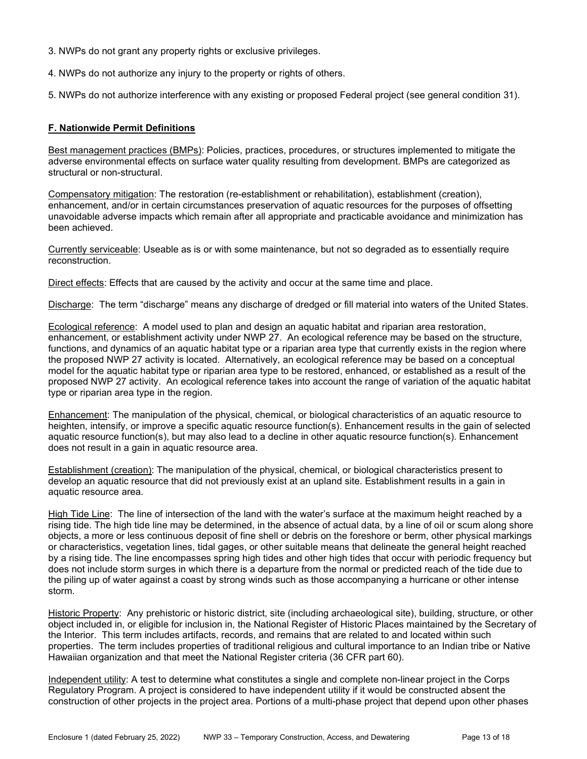3. NWPs do not grant any property rights or exclusive privileges.

4. NWPs do not authorize any injury to the property or rights of others.

5. NWPs do not authorize interference with any existing or proposed Federal project (see general condition 31).

## F. Nationwide Permit Definitions

Best management practices (BMPs): Policies, practices, procedures, or structures implemented to mitigate the adverse environmental effects on surface water quality resulting from development. BMPs are categorized as structural or non-structural.

Compensatory mitigation: The restoration (re-establishment or rehabilitation), establishment (creation), enhancement, and/or in certain circumstances preservation of aquatic resources for the purposes of offsetting unavoidable adverse impacts which remain after all appropriate and practicable avoidance and minimization has been achieved.

Currently serviceable: Useable as is or with some maintenance, but not so degraded as to essentially require reconstruction.

Direct effects: Effects that are caused by the activity and occur at the same time and place.

Discharge: The term "discharge" means any discharge of dredged or fill material into waters of the United States.

Ecological reference: A model used to plan and design an aquatic habitat and riparian area restoration, enhancement, or establishment activity under NWP 27. An ecological reference may be based on the structure, functions, and dynamics of an aquatic habitat type or a riparian area type that currently exists in the region where the proposed NWP 27 activity is located. Alternatively, an ecological reference may be based on a conceptual model for the aquatic habitat type or riparian area type to be restored, enhanced, or established as a result of the proposed NWP 27 activity. An ecological reference takes into account the range of variation of the aquatic habitat type or riparian area type in the region.

Enhancement: The manipulation of the physical, chemical, or biological characteristics of an aquatic resource to heighten, intensify, or improve a specific aquatic resource function(s). Enhancement results in the gain of selected aquatic resource function(s), but may also lead to a decline in other aquatic resource function(s). Enhancement does not result in a gain in aquatic resource area.

Establishment (creation): The manipulation of the physical, chemical, or biological characteristics present to develop an aquatic resource that did not previously exist at an upland site. Establishment results in a gain in aquatic resource area.

High Tide Line: The line of intersection of the land with the water's surface at the maximum height reached by a rising tide. The high tide line may be determined, in the absence of actual data, by a line of oil or scum along shore objects, a more or less continuous deposit of fine shell or debris on the foreshore or berm, other physical markings or characteristics, vegetation lines, tidal gages, or other suitable means that delineate the general height reached by a rising tide. The line encompasses spring high tides and other high tides that occur with periodic frequency but does not include storm surges in which there is a departure from the normal or predicted reach of the tide due to the piling up of water against a coast by strong winds such as those accompanying a hurricane or other intense storm.

Historic Property: Any prehistoric or historic district, site (including archaeological site), building, structure, or other object included in, or eligible for inclusion in, the National Register of Historic Places maintained by the Secretary of the Interior. This term includes artifacts, records, and remains that are related to and located within such properties. The term includes properties of traditional religious and cultural importance to an Indian tribe or Native Hawaiian organization and that meet the National Register criteria (36 CFR part 60).

Independent utility: A test to determine what constitutes a single and complete non-linear project in the Corps Regulatory Program. A project is considered to have independent utility if it would be constructed absent the construction of other projects in the project area. Portions of a multi-phase project that depend upon other phases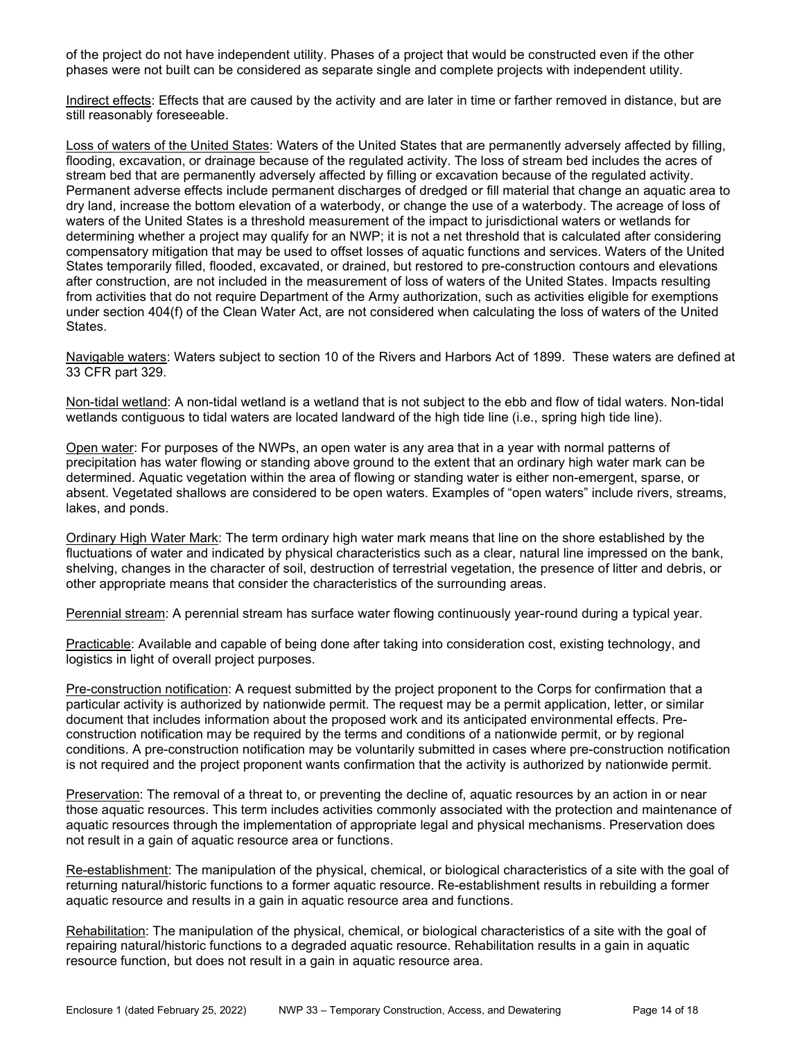of the project do not have independent utility. Phases of a project that would be constructed even if the other phases were not built can be considered as separate single and complete projects with independent utility.

Indirect effects: Effects that are caused by the activity and are later in time or farther removed in distance, but are still reasonably foreseeable.

Loss of waters of the United States: Waters of the United States that are permanently adversely affected by filling, flooding, excavation, or drainage because of the regulated activity. The loss of stream bed includes the acres of stream bed that are permanently adversely affected by filling or excavation because of the regulated activity. Permanent adverse effects include permanent discharges of dredged or fill material that change an aquatic area to dry land, increase the bottom elevation of a waterbody, or change the use of a waterbody. The acreage of loss of waters of the United States is a threshold measurement of the impact to jurisdictional waters or wetlands for determining whether a project may qualify for an NWP; it is not a net threshold that is calculated after considering compensatory mitigation that may be used to offset losses of aquatic functions and services. Waters of the United States temporarily filled, flooded, excavated, or drained, but restored to pre-construction contours and elevations after construction, are not included in the measurement of loss of waters of the United States. Impacts resulting from activities that do not require Department of the Army authorization, such as activities eligible for exemptions under section 404(f) of the Clean Water Act, are not considered when calculating the loss of waters of the United States.

Navigable waters: Waters subject to section 10 of the Rivers and Harbors Act of 1899. These waters are defined at 33 CFR part 329.

Non-tidal wetland: A non-tidal wetland is a wetland that is not subject to the ebb and flow of tidal waters. Non-tidal wetlands contiguous to tidal waters are located landward of the high tide line (i.e., spring high tide line).

Open water: For purposes of the NWPs, an open water is any area that in a year with normal patterns of precipitation has water flowing or standing above ground to the extent that an ordinary high water mark can be determined. Aquatic vegetation within the area of flowing or standing water is either non-emergent, sparse, or absent. Vegetated shallows are considered to be open waters. Examples of "open waters" include rivers, streams, lakes, and ponds.

Ordinary High Water Mark: The term ordinary high water mark means that line on the shore established by the fluctuations of water and indicated by physical characteristics such as a clear, natural line impressed on the bank, shelving, changes in the character of soil, destruction of terrestrial vegetation, the presence of litter and debris, or other appropriate means that consider the characteristics of the surrounding areas.

Perennial stream: A perennial stream has surface water flowing continuously year-round during a typical year.

Practicable: Available and capable of being done after taking into consideration cost, existing technology, and logistics in light of overall project purposes.

Pre-construction notification: A request submitted by the project proponent to the Corps for confirmation that a particular activity is authorized by nationwide permit. The request may be a permit application, letter, or similar document that includes information about the proposed work and its anticipated environmental effects. Pre-construction notification may be required by the terms and conditions of a nationwide permit, or by regional conditions. A pre-construction notification may be voluntarily submitted in cases where pre-construction notification is not required and the project proponent wants confirmation that the activity is authorized by nationwide permit.

Preservation: The removal of a threat to, or preventing the decline of, aquatic resources by an action in or near those aquatic resources. This term includes activities commonly associated with the protection and maintenance of aquatic resources through the implementation of appropriate legal and physical mechanisms. Preservation does not result in a gain of aquatic resource area or functions.

Re-establishment: The manipulation of the physical, chemical, or biological characteristics of a site with the goal of returning natural/historic functions to a former aquatic resource. Re-establishment results in rebuilding a former aquatic resource and results in a gain in aquatic resource area and functions.

Rehabilitation: The manipulation of the physical, chemical, or biological characteristics of a site with the goal of repairing natural/historic functions to a degraded aquatic resource. Rehabilitation results in a gain in aquatic resource function, but does not result in a gain in aquatic resource area.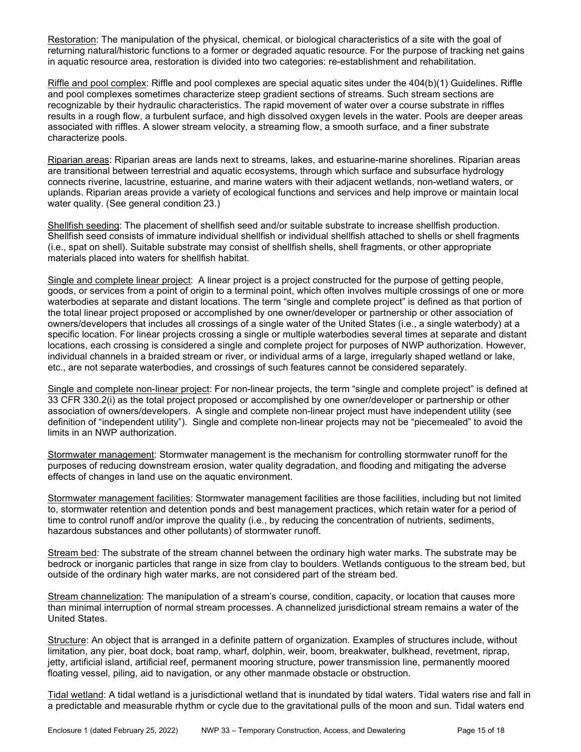Restoration: The manipulation of the physical, chemical, or biological characteristics of a site with the goal of returning natural/historic functions to a former or degraded aquatic resource. For the purpose of tracking net gains in aquatic resource area, restoration is divided into two categories: re-establishment and rehabilitation.

Riffle and pool complex: Riffle and pool complexes are special aquatic sites under the 404(b)(1) Guidelines. Riffle and pool complexes sometimes characterize steep gradient sections of streams. Such stream sections are recognizable by their hydraulic characteristics. The rapid movement of water over a course substrate in riffles results in a rough flow, a turbulent surface, and high dissolved oxygen levels in the water. Pools are deeper areas associated with riffles. A slower stream velocity, a streaming flow, a smooth surface, and a finer substrate characterize pools.

Riparian areas: Riparian areas are lands next to streams, lakes, and estuarine-marine shorelines. Riparian areas are transitional between terrestrial and aquatic ecosystems, through which surface and subsurface hydrology connects riverine, lacustrine, estuarine, and marine waters with their adjacent wetlands, non-wetland waters, or uplands. Riparian areas provide a variety of ecological functions and services and help improve or maintain local water quality. (See general condition 23.)

Shellfish seeding: The placement of shellfish seed and/or suitable substrate to increase shellfish production. Shellfish seed consists of immature individual shellfish or individual shellfish attached to shells or shell fragments (i.e., spat on shell). Suitable substrate may consist of shellfish shells, shell fragments, or other appropriate materials placed into waters for shellfish habitat.

Single and complete linear project: A linear project is a project constructed for the purpose of getting people, goods, or services from a point of origin to a terminal point, which often involves multiple crossings of one or more waterbodies at separate and distant locations. The term "single and complete project" is defined as that portion of the total linear project proposed or accomplished by one owner/developer or partnership or other association of owners/developers that includes all crossings of a single water of the United States (i.e., a single waterbody) at a specific location. For linear projects crossing a single or multiple waterbodies several times at separate and distant locations, each crossing is considered a single and complete project for purposes of NWP authorization. However, individual channels in a braided stream or river, or individual arms of a large, irregularly shaped wetland or lake, etc., are not separate waterbodies, and crossings of such features cannot be considered separately.

Single and complete non-linear project: For non-linear projects, the term "single and complete project" is defined at 33 CFR 330.2(i) as the total project proposed or accomplished by one owner/developer or partnership or other association of owners/developers. A single and complete non-linear project must have independent utility (see definition of "independent utility"). Single and complete non-linear projects may not be "piecemealed" to avoid the limits in an NWP authorization.

Stormwater management: Stormwater management is the mechanism for controlling stormwater runoff for the purposes of reducing downstream erosion, water quality degradation, and flooding and mitigating the adverse effects of changes in land use on the aquatic environment.

Stormwater management facilities: Stormwater management facilities are those facilities, including but not limited to, stormwater retention and detention ponds and best management practices, which retain water for a period of time to control runoff and/or improve the quality (i.e., by reducing the concentration of nutrients, sediments, hazardous substances and other pollutants) of stormwater runoff.

Stream bed: The substrate of the stream channel between the ordinary high water marks. The substrate may be bedrock or inorganic particles that range in size from clay to boulders. Wetlands contiguous to the stream bed, but outside of the ordinary high water marks, are not considered part of the stream bed.

Stream channelization: The manipulation of a stream's course, condition, capacity, or location that causes more than minimal interruption of normal stream processes. A channelized jurisdictional stream remains a water of the United States.

Structure: An object that is arranged in a definite pattern of organization. Examples of structures include, without limitation, any pier, boat dock, boat ramp, wharf, dolphin, weir, boom, breakwater, bulkhead, revetment, riprap, jetty, artificial island, artificial reef, permanent mooring structure, power transmission line, permanently moored floating vessel, piling, aid to navigation, or any other manmade obstacle or obstruction.

Tidal wetland: A tidal wetland is a jurisdictional wetland that is inundated by tidal waters. Tidal waters rise and fall in a predictable and measurable rhythm or cycle due to the gravitational pulls of the moon and sun. Tidal waters end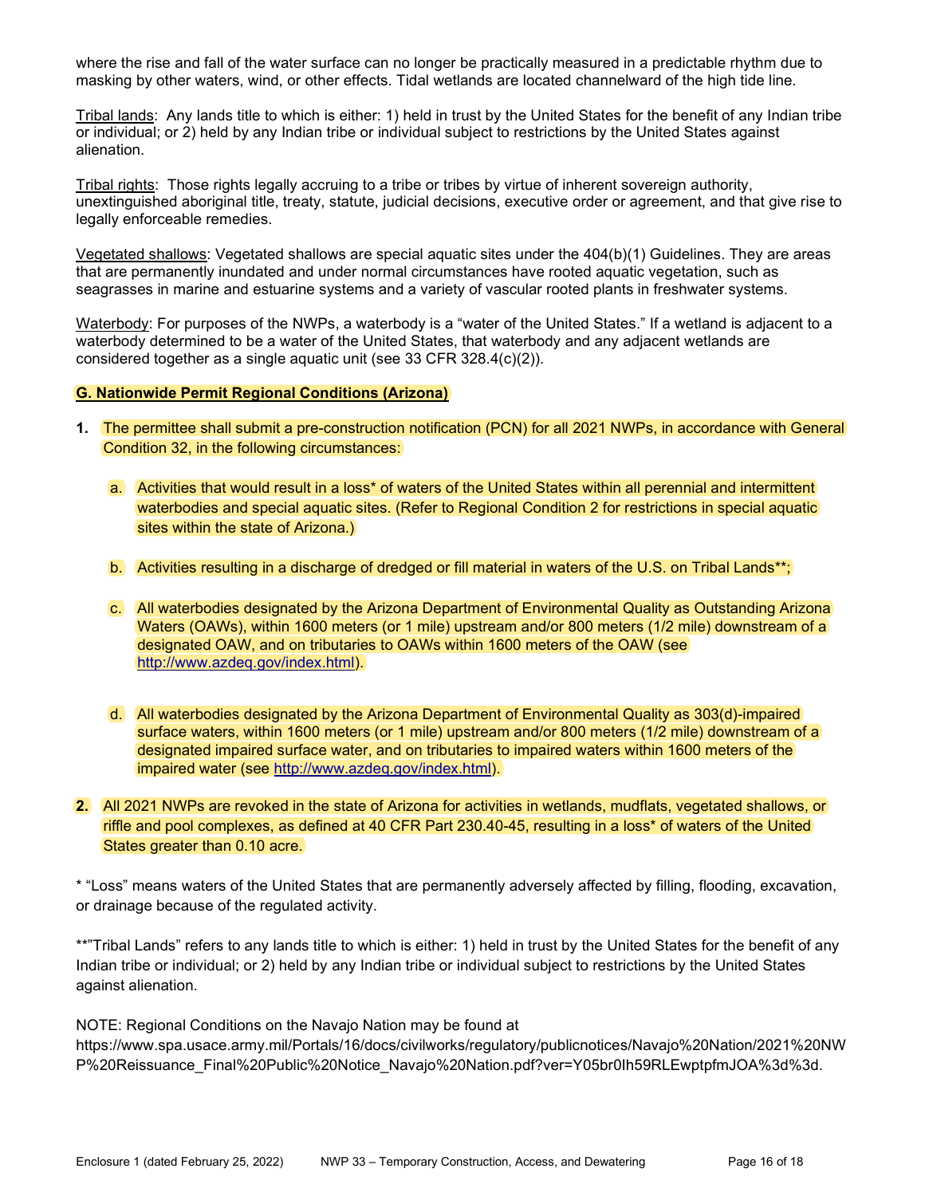where the rise and fall of the water surface can no longer be practically measured in a predictable rhythm due to masking by other waters, wind, or other effects. Tidal wetlands are located channelward of the high tide line.

Tribal lands: Any lands title to which is either: 1) held in trust by the United States for the benefit of any Indian tribe or individual; or 2) held by any Indian tribe or individual subject to restrictions by the United States against alienation.

Tribal rights: Those rights legally accruing to a tribe or tribes by virtue of inherent sovereign authority, unextinguished aboriginal title, treaty, statute, judicial decisions, executive order or agreement, and that give rise to legally enforceable remedies.

Vegetated shallows: Vegetated shallows are special aquatic sites under the 404(b)(1) Guidelines. They are areas that are permanently inundated and under normal circumstances have rooted aquatic vegetation, such as seagrasses in marine and estuarine systems and a variety of vascular rooted plants in freshwater systems.

Waterbody: For purposes of the NWPs, a waterbody is a “water of the United States.” If a wetland is adjacent to a waterbody determined to be a water of the United States, that waterbody and any adjacent wetlands are considered together as a single aquatic unit (see 33 CFR 328.4(c)(2)).

**G. Nationwide Permit Regional Conditions (Arizona)**

**1.** The permittee shall submit a pre-construction notification (PCN) for all 2021 NWPs, in accordance with General Condition 32, in the following circumstances:

   a. Activities that would result in a loss* of waters of the United States within all perennial and intermittent waterbodies and special aquatic sites. (Refer to Regional Condition 2 for restrictions in special aquatic sites within the state of Arizona.)

   b. Activities resulting in a discharge of dredged or fill material in waters of the U.S. on Tribal Lands**;

   c. All waterbodies designated by the Arizona Department of Environmental Quality as Outstanding Arizona Waters (OAWs), within 1600 meters (or 1 mile) upstream and/or 800 meters (1/2 mile) downstream of a designated OAW, and on tributaries to OAWs within 1600 meters of the OAW (see http://www.azdeq.gov/index.html).

   d. All waterbodies designated by the Arizona Department of Environmental Quality as 303(d)-impaired surface waters, within 1600 meters (or 1 mile) upstream and/or 800 meters (1/2 mile) downstream of a designated impaired surface water, and on tributaries to impaired waters within 1600 meters of the impaired water (see http://www.azdeq.gov/index.html).

**2.** All 2021 NWPs are revoked in the state of Arizona for activities in wetlands, mudflats, vegetated shallows, or riffle and pool complexes, as defined at 40 CFR Part 230.40-45, resulting in a loss* of waters of the United States greater than 0.10 acre.

* “Loss” means waters of the United States that are permanently adversely affected by filling, flooding, excavation, or drainage because of the regulated activity.

**”Tribal Lands” refers to any lands title to which is either: 1) held in trust by the United States for the benefit of any Indian tribe or individual; or 2) held by any Indian tribe or individual subject to restrictions by the United States against alienation.

NOTE: Regional Conditions on the Navajo Nation may be found at https://www.spa.usace.army.mil/Portals/16/docs/civilworks/regulatory/publicnotices/Navajo%20Nation/2021%20NWP%20Reissuance_Final%20Public%20Notice_Navajo%20Nation.pdf?ver=Y05br0Ih59RLEwptpfmJOA%3d%3d.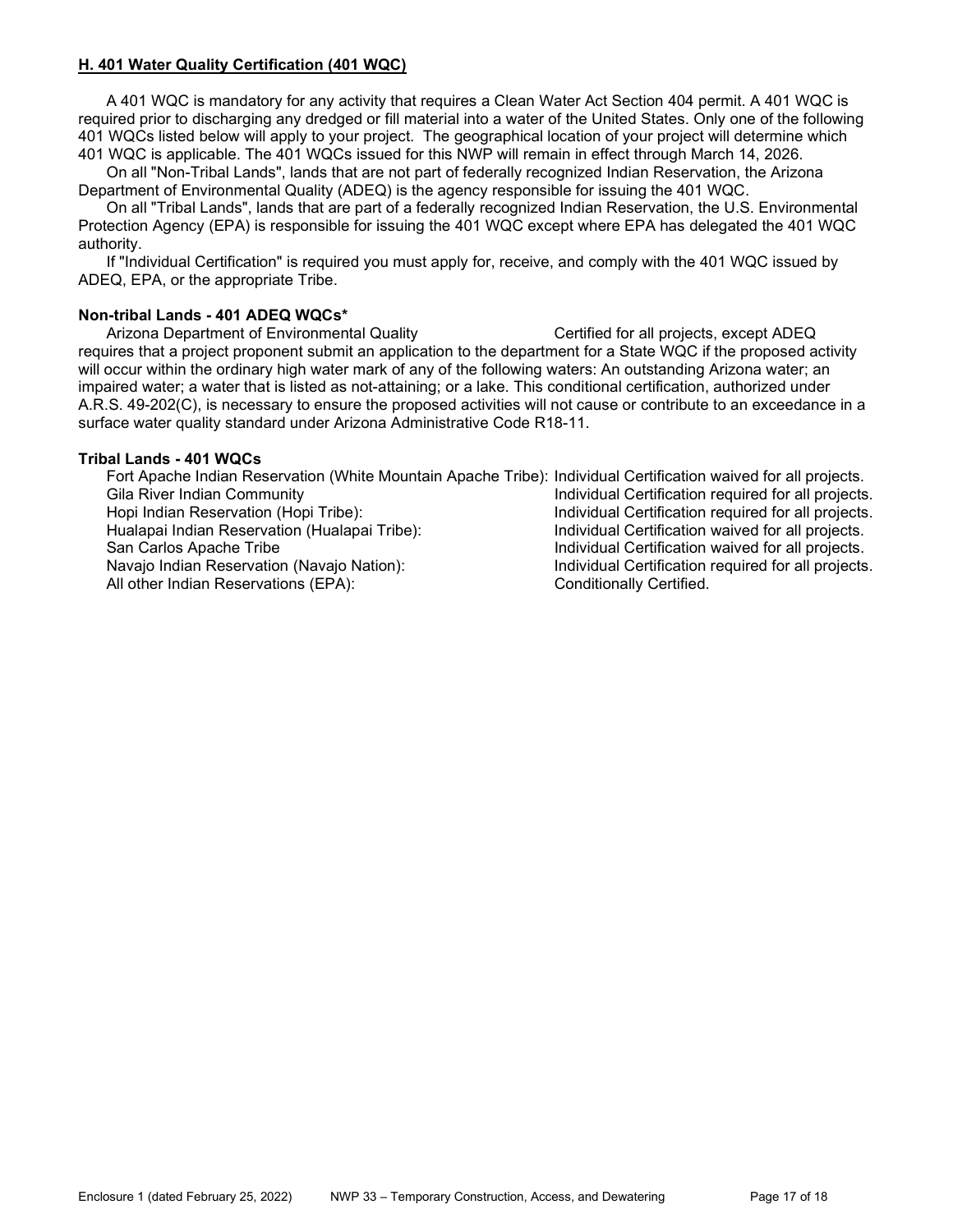## H. 401 Water Quality Certification (401 WQC)

A 401 WQC is mandatory for any activity that requires a Clean Water Act Section 404 permit. A 401 WQC is required prior to discharging any dredged or fill material into a water of the United States. Only one of the following 401 WQCs listed below will apply to your project. The geographical location of your project will determine which 401 WQC is applicable. The 401 WQCs issued for this NWP will remain in effect through March 14, 2026.

On all "Non-Tribal Lands", lands that are not part of federally recognized Indian Reservation, the Arizona Department of Environmental Quality (ADEQ) is the agency responsible for issuing the 401 WQC.

On all "Tribal Lands", lands that are part of a federally recognized Indian Reservation, the U.S. Environmental Protection Agency (EPA) is responsible for issuing the 401 WQC except where EPA has delegated the 401 WQC authority.

If "Individual Certification" is required you must apply for, receive, and comply with the 401 WQC issued by ADEQ, EPA, or the appropriate Tribe.

**Non-tribal Lands - 401 ADEQ WQCs***

Arizona Department of Environmental Quality — Certified for all projects, except ADEQ requires that a project proponent submit an application to the department for a State WQC if the proposed activity will occur within the ordinary high water mark of any of the following waters: An outstanding Arizona water; an impaired water; a water that is listed as not-attaining; or a lake. This conditional certification, authorized under A.R.S. 49-202(C), is necessary to ensure the proposed activities will not cause or contribute to an exceedance in a surface water quality standard under Arizona Administrative Code R18-11.

**Tribal Lands - 401 WQCs**

| | |
|---|---|
| Fort Apache Indian Reservation (White Mountain Apache Tribe): | Individual Certification waived for all projects. |
| Gila River Indian Community | Individual Certification required for all projects. |
| Hopi Indian Reservation (Hopi Tribe): | Individual Certification required for all projects. |
| Hualapai Indian Reservation (Hualapai Tribe): | Individual Certification waived for all projects. |
| San Carlos Apache Tribe | Individual Certification waived for all projects. |
| Navajo Indian Reservation (Navajo Nation): | Individual Certification required for all projects. |
| All other Indian Reservations (EPA): | Conditionally Certified. |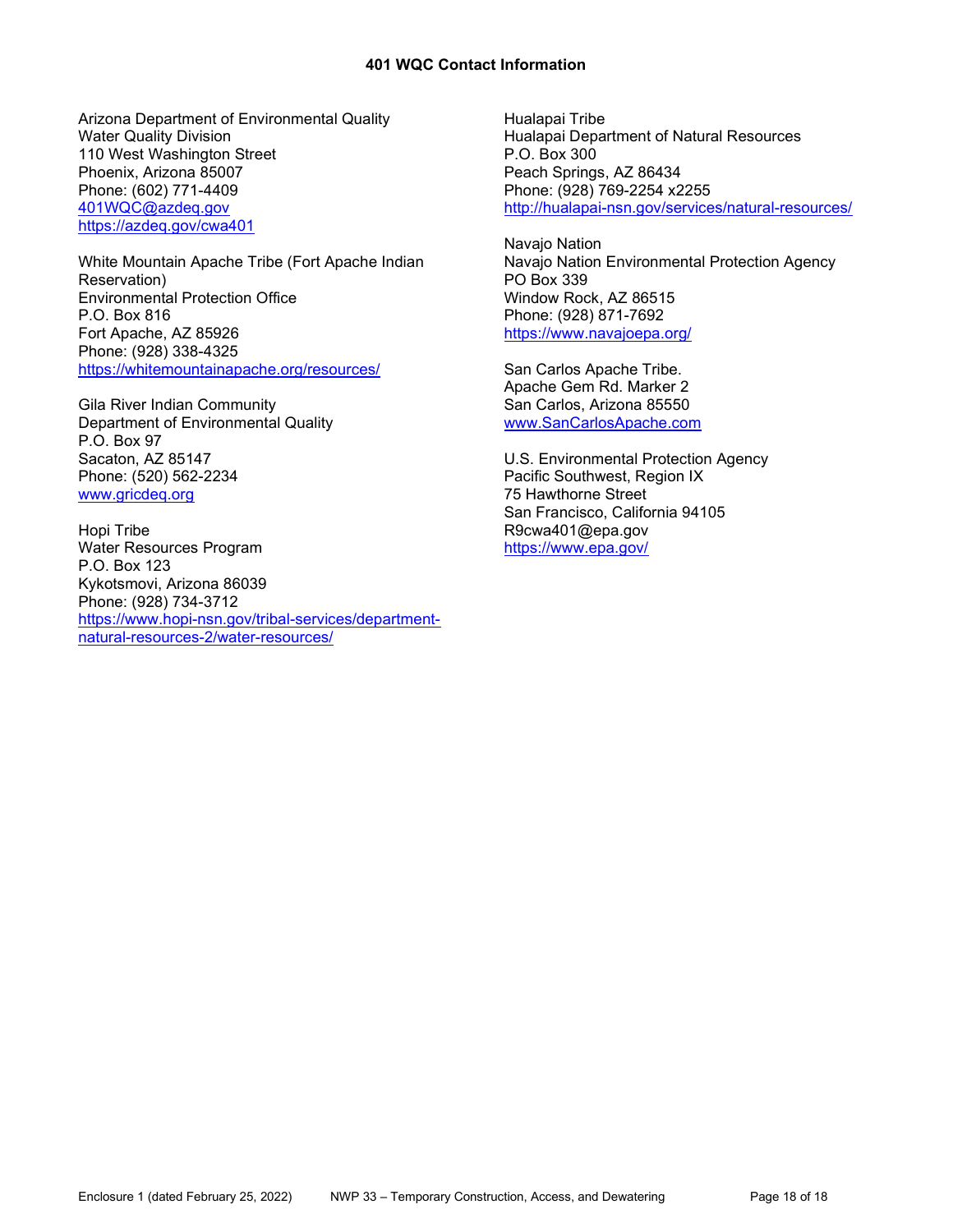## 401 WQC Contact Information

Arizona Department of Environmental Quality
Water Quality Division
110 West Washington Street
Phoenix, Arizona 85007
Phone: (602) 771-4409
401WQC@azdeq.gov
https://azdeq.gov/cwa401

White Mountain Apache Tribe (Fort Apache Indian Reservation)
Environmental Protection Office
P.O. Box 816
Fort Apache, AZ 85926
Phone: (928) 338-4325
https://whitemountainapache.org/resources/

Gila River Indian Community
Department of Environmental Quality
P.O. Box 97
Sacaton, AZ 85147
Phone: (520) 562-2234
www.gricdeq.org

Hopi Tribe
Water Resources Program
P.O. Box 123
Kykotsmovi, Arizona 86039
Phone: (928) 734-3712
https://www.hopi-nsn.gov/tribal-services/department-natural-resources-2/water-resources/

Hualapai Tribe
Hualapai Department of Natural Resources
P.O. Box 300
Peach Springs, AZ 86434
Phone: (928) 769-2254 x2255
http://hualapai-nsn.gov/services/natural-resources/

Navajo Nation
Navajo Nation Environmental Protection Agency
PO Box 339
Window Rock, AZ 86515
Phone: (928) 871-7692
https://www.navajoepa.org/

San Carlos Apache Tribe.
Apache Gem Rd. Marker 2
San Carlos, Arizona 85550
www.SanCarlosApache.com

U.S. Environmental Protection Agency
Pacific Southwest, Region IX
75 Hawthorne Street
San Francisco, California 94105
R9cwa401@epa.gov
https://www.epa.gov/